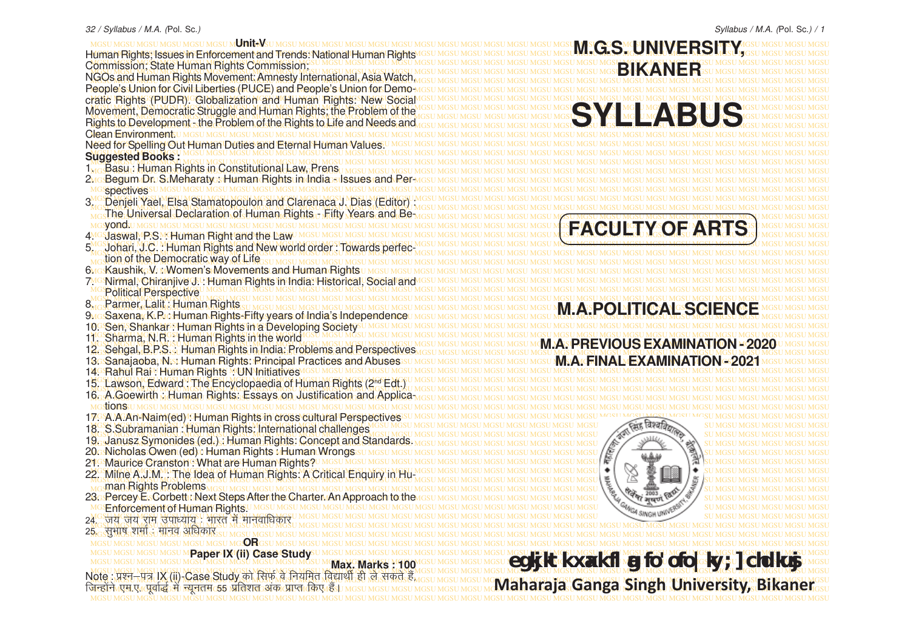## Unit-V

Human Rights; Issues in Enforcement and Trends: National Human Rights Commission; State Human Rights Commission;

NGOs and Human Rights Movement: Amnesty International, Asia Watch, People's Union for Civil Liberties (PUCE) and People's Union for Democratic Rights (PUDR). Globalization and Human Rights: New Social Movement, Democratic Struggle and Human Rights; the Problem of the Rights to Development - the Problem of the Rights to Life and Needs and Clean Environment.

Need for Spelling Out Human Duties and Eternal Human Values.

**Suggested Books :**

1. Basu : Human Rights in Constitutional Law, Prens
2. Begum Dr. S.Meharaty : Human Rights in India - Issues and Perspectives
3. Denjeli Yael, Elsa Stamatopoulon and Clarenaca J. Dias (Editor) : The Universal Declaration of Human Rights - Fifty Years and Beyond.
4. Jaswal, P.S. : Human Right and the Law
5. Johari, J.C. : Human Rights and New world order : Towards perfection of the Democratic way of Life
6. Kaushik, V. : Women's Movements and Human Rights
7. Nirmal, Chiranjive J. : Human Rights in India: Historical, Social and Political Perspective
8. Parmer, Lalit : Human Rights
9. Saxena, K.P. : Human Rights-Fifty years of India's Independence
10. Sen, Shankar : Human Rights in a Developing Society
11. Sharma, N.R. : Human Rights in the world
12. Sehgal, B.P.S. : Human Rights in India: Problems and Perspectives
13. Sanajaoba, N. : Human Rights: Principal Practices and Abuses
14. Rahul Rai : Human Rights : UN Initiatives
15. Lawson, Edward : The Encyclopaedia of Human Rights (2nd Edt.)
16. A.Goewirth : Human Rights: Essays on Justification and Applications
17. A.A.An-Naim(ed) : Human Rights in cross cultural Perspectives
18. S.Subramanian : Human Rights: International challenges
19. Janusz Symonides (ed.) : Human Rights: Concept and Standards.
20. Nicholas Owen (ed) : Human Rights : Human Wrongs
21. Maurice Cranston : What are Human Rights?
22. Milne A.J.M. : The Idea of Human Rights: A Critical Enquiry in Human Rights Problems
23. Percey E. Corbett : Next Steps After the Charter. An Approach to the Enforcement of Human Rights.
24. जय जय राम उपाध्याय : भारत में मानवाधिकार
25. सुभाष शर्मा : मानव अधिकार

**OR**

**Paper IX (ii) Case Study**

**Max. Marks : 100**

Note : प्रश्न–पत्र IX (ii)-Case Study को सिर्फ वे नियमित विद्यार्थी ही ले सकते हैं, जिन्होंने एम.ए. पूर्वार्द्ध में न्यूनतम 55 प्रतिशत अंक प्राप्त किए हैं।

# M.G.S. UNIVERSITY, BIKANER

# SYLLABUS

## FACULTY OF ARTS

## M.A.POLITICAL SCIENCE

### M.A. PREVIOUS EXAMINATION - 2020

### M.A. FINAL EXAMINATION - 2021

**महाराजा गंगासिंह विश्वविद्यालय, बीकानेर**

**Maharaja Ganga Singh University, Bikaner**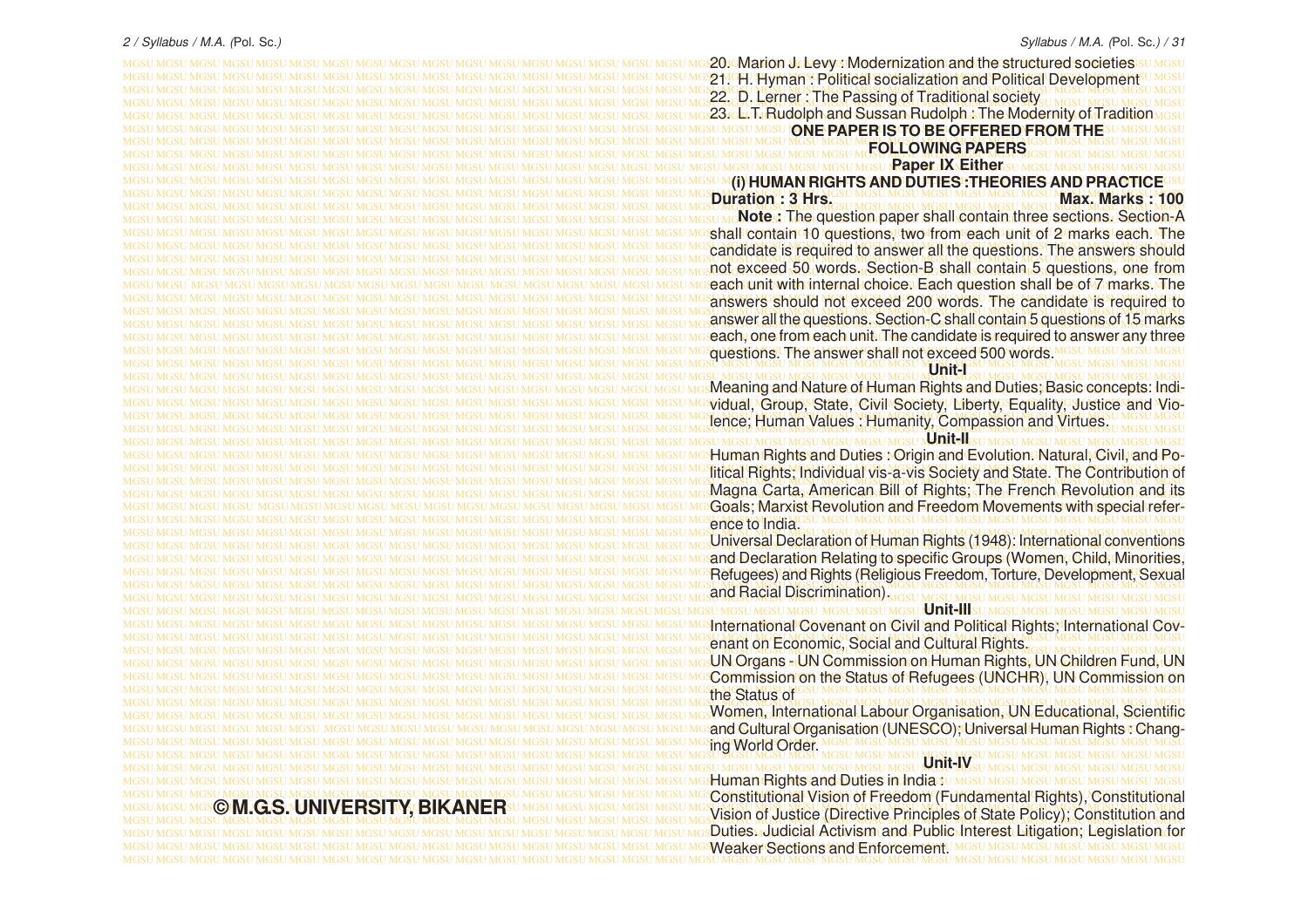20. Marion J. Levy : Modernization and the structured societies
21. H. Hyman : Political socialization and Political Development
22. D. Lerner : The Passing of Traditional society
23. L.T. Rudolph and Sussan Rudolph : The Modernity of Tradition

## ONE PAPER IS TO BE OFFERED FROM THE FOLLOWING PAPERS

### Paper IX Either

### (i) HUMAN RIGHTS AND DUTIES :THEORIES AND PRACTICE

**Duration : 3 Hrs.** **Max. Marks : 100**

**Note :** The question paper shall contain three sections. Section-A shall contain 10 questions, two from each unit of 2 marks each. The candidate is required to answer all the questions. The answers should not exceed 50 words. Section-B shall contain 5 questions, one from each unit with internal choice. Each question shall be of 7 marks. The answers should not exceed 200 words. The candidate is required to answer all the questions. Section-C shall contain 5 questions of 15 marks each, one from each unit. The candidate is required to answer any three questions. The answer shall not exceed 500 words.

**Unit-I**

Meaning and Nature of Human Rights and Duties; Basic concepts: Individual, Group, State, Civil Society, Liberty, Equality, Justice and Violence; Human Values : Humanity, Compassion and Virtues.

**Unit-II**

Human Rights and Duties : Origin and Evolution. Natural, Civil, and Political Rights; Individual vis-a-vis Society and State. The Contribution of Magna Carta, American Bill of Rights; The French Revolution and its Goals; Marxist Revolution and Freedom Movements with special reference to India.

Universal Declaration of Human Rights (1948): International conventions and Declaration Relating to specific Groups (Women, Child, Minorities, Refugees) and Rights (Religious Freedom, Torture, Development, Sexual and Racial Discrimination).

**Unit-III**

International Covenant on Civil and Political Rights; International Covenant on Economic, Social and Cultural Rights.

UN Organs - UN Commission on Human Rights, UN Children Fund, UN Commission on the Status of Refugees (UNCHR), UN Commission on the Status of

Women, International Labour Organisation, UN Educational, Scientific and Cultural Organisation (UNESCO); Universal Human Rights : Changing World Order.

**Unit-IV**

Human Rights and Duties in India :

Constitutional Vision of Freedom (Fundamental Rights), Constitutional Vision of Justice (Directive Principles of State Policy); Constitution and Duties. Judicial Activism and Public Interest Litigation; Legislation for Weaker Sections and Enforcement.

**© M.G.S. UNIVERSITY, BIKANER**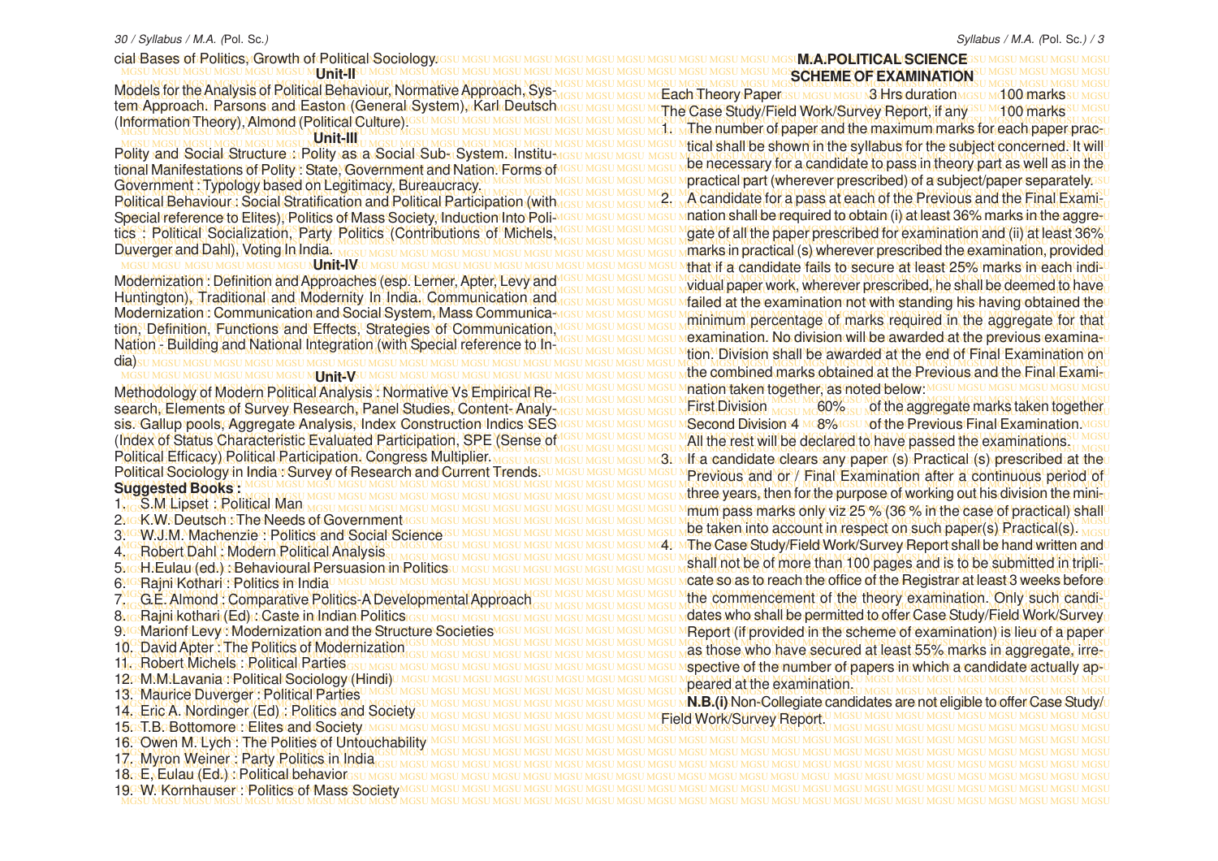cial Bases of Politics, Growth of Political Sociology.

### Unit-II

Models for the Analysis of Political Behaviour, Normative Approach, System Approach. Parsons and Easton (General System), Karl Deutsch (Information Theory), Almond (Political Culture).

### Unit-III

Polity and Social Structure : Polity as a Social Sub- System. Institutional Manifestations of Polity : State, Government and Nation. Forms of Government : Typology based on Legitimacy, Bureaucracy.

Political Behaviour : Social Stratification and Political Participation (with Special reference to Elites), Politics of Mass Society, Induction Into Politics : Political Socialization, Party Politics (Contributions of Michels, Duverger and Dahl), Voting In India.

### Unit-IV

Modernization : Definition and Approaches (esp. Lerner, Apter, Levy and Huntington), Traditional and Modernity In India. Communication and Modernization : Communication and Social System, Mass Communication, Definition, Functions and Effects, Strategies of Communication, Nation - Building and National Integration (with Special reference to India)

### Unit-V

Methodology of Modern Political Analysis : Normative Vs Empirical Research, Elements of Survey Research, Panel Studies, Content- Analysis. Gallup pools, Aggregate Analysis, Index Construction Indics SES (Index of Status Characteristic Evaluated Participation, SPE (Sense of Political Efficacy) Political Participation. Congress Multiplier.

Political Sociology in India : Survey of Research and Current Trends.

**Suggested Books :**

1. S.M Lipset : Political Man
2. K.W. Deutsch : The Needs of Government
3. W.J.M. Machenzie : Politics and Social Science
4. Robert Dahl : Modern Political Analysis
5. H.Eulau (ed.) : Behavioural Persuasion in Politics
6. Rajni Kothari : Politics in India
7. G.E. Almond : Comparative Politics-A Developmental Approach
8. Rajni kothari (Ed) : Caste in Indian Politics
9. Marionf Levy : Modernization and the Structure Societies
10. David Apter : The Politics of Modernization
11. Robert Michels : Political Parties
12. M.M.Lavania : Political Sociology (Hindi)
13. Maurice Duverger : Political Parties
14. Eric A. Nordinger (Ed) : Politics and Society
15. T.B. Bottomore : Elites and Society
16. Owen M. Lych : The Polities of Untouchability
17. Myron Weiner : Party Politics in India
18. E, Eulau (Ed.) : Political behavior
19. W. Kornhauser : Politics of Mass Society

## M.A.POLITICAL SCIENCE
## SCHEME OF EXAMINATION

| | | |
|---|---|---|
| Each Theory Paper | 3 Hrs duration | 100 marks |
| The Case Study/Field Work/Survey Report, if any | | 100 marks |

1. The number of paper and the maximum marks for each paper practical shall be shown in the syllabus for the subject concerned. It will be necessary for a candidate to pass in theory part as well as in the practical part (wherever prescribed) of a subject/paper separately.
2. A candidate for a pass at each of the Previous and the Final Examination shall be required to obtain (i) at least 36% marks in the aggregate of all the paper prescribed for examination and (ii) at least 36% marks in practical (s) wherever prescribed the examination, provided that if a candidate fails to secure at least 25% marks in each individual paper work, wherever prescribed, he shall be deemed to have failed at the examination not with standing his having obtained the minimum percentage of marks required in the aggregate for that examination. No division will be awarded at the previous examination. Division shall be awarded at the end of Final Examination on the combined marks obtained at the Previous and the Final Examination taken together, as noted below:

   First Division 60% of the aggregate marks taken together
   Second Division 4 8% of the Previous Final Examination.
   All the rest will be declared to have passed the examinations.
3. If a candidate clears any paper (s) Practical (s) prescribed at the Previous and or / Final Examination after a continuous period of three years, then for the purpose of working out his division the minimum pass marks only viz 25 % (36 % in the case of practical) shall be taken into account in respect on such paper(s) Practical(s).
4. The Case Study/Field Work/Survey Report shall be hand written and shall not be of more than 100 pages and is to be submitted in triplicate so as to reach the office of the Registrar at least 3 weeks before the commencement of the theory examination. Only such candidates who shall be permitted to offer Case Study/Field Work/Survey Report (if provided in the scheme of examination) is lieu of a paper as those who have secured at least 55% marks in aggregate, irrespective of the number of papers in which a candidate actually appeared at the examination.

**N.B.(i)** Non-Collegiate candidates are not eligible to offer Case Study/ Field Work/Survey Report.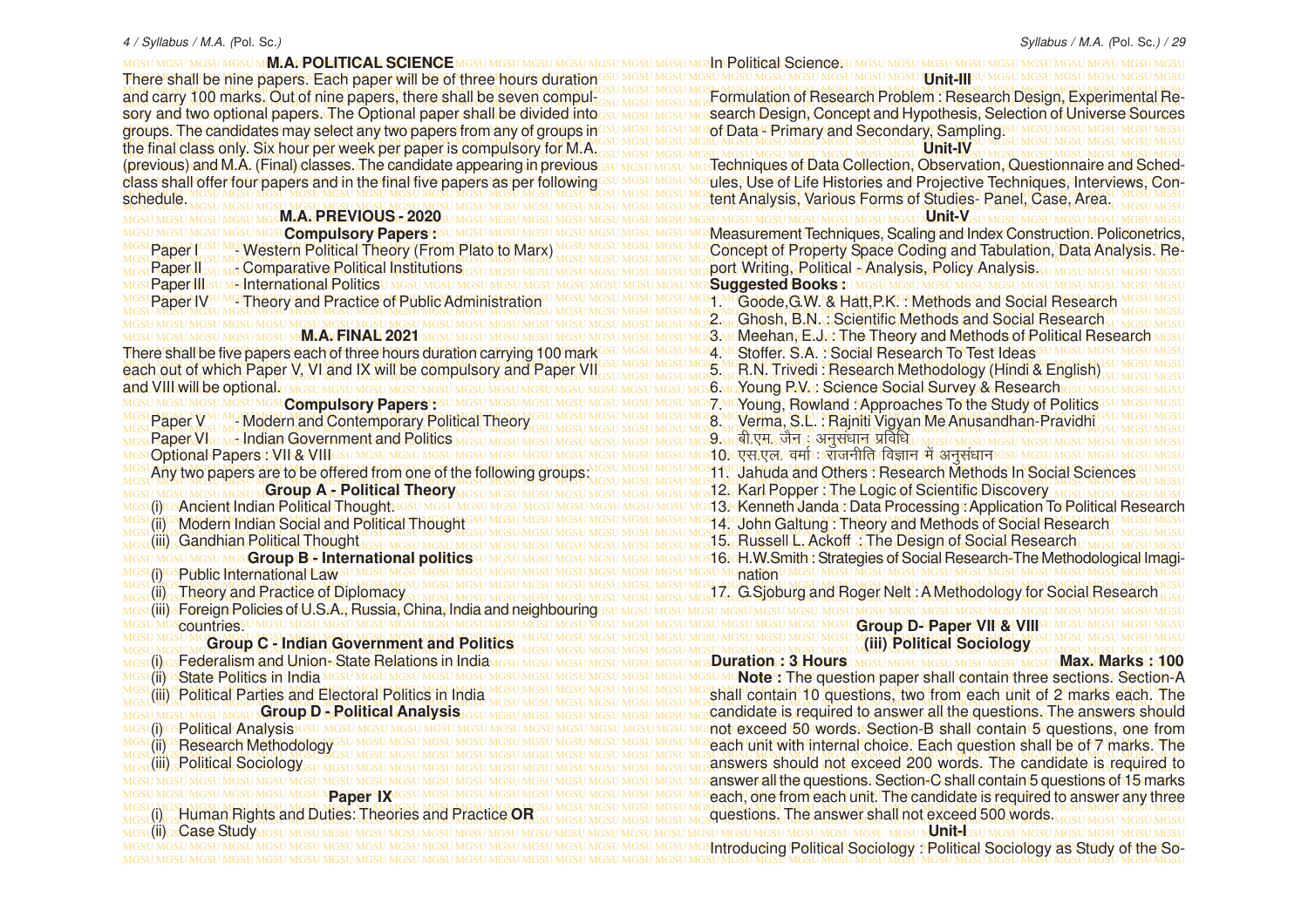# M.A. POLITICAL SCIENCE

There shall be nine papers. Each paper will be of three hours duration and carry 100 marks. Out of nine papers, there shall be seven compulsory and two optional papers. The Optional paper shall be divided into groups. The candidates may select any two papers from any of groups in the final class only. Six hour per week per paper is compulsory for M.A. (previous) and M.A. (Final) classes. The candidate appearing in previous class shall offer four papers and in the final five papers as per following schedule.

## M.A. PREVIOUS - 2020

### Compulsory Papers :

Paper I - Western Political Theory (From Plato to Marx)

Paper II - Comparative Political Institutions

Paper III - International Politics

Paper IV - Theory and Practice of Public Administration

## M.A. FINAL 2021

There shall be five papers each of three hours duration carrying 100 mark each out of which Paper V, VI and IX will be compulsory and Paper VII and VIII will be optional.

### Compulsory Papers :

Paper V - Modern and Contemporary Political Theory

Paper VI - Indian Government and Politics

Optional Papers : VII & VIII

Any two papers are to be offered from one of the following groups:

### Group A - Political Theory

(i) Ancient Indian Political Thought.

(ii) Modern Indian Social and Political Thought

(iii) Gandhian Political Thought

### Group B - International politics

(i) Public International Law

(ii) Theory and Practice of Diplomacy

(iii) Foreign Policies of U.S.A., Russia, China, India and neighbouring countries.

### Group C - Indian Government and Politics

(i) Federalism and Union- State Relations in India

(ii) State Politics in India

(iii) Political Parties and Electoral Politics in India

### Group D - Political Analysis

(i) Political Analysis

(ii) Research Methodology

(iii) Political Sociology

### Paper IX

(i) Human Rights and Duties: Theories and Practice **OR**

(ii) Case Study

In Political Science.

**Unit-III**

Formulation of Research Problem : Research Design, Experimental Research Design, Concept and Hypothesis, Selection of Universe Sources of Data - Primary and Secondary, Sampling.

**Unit-IV**

Techniques of Data Collection, Observation, Questionnaire and Schedules, Use of Life Histories and Projective Techniques, Interviews, Content Analysis, Various Forms of Studies- Panel, Case, Area.

**Unit-V**

Measurement Techniques, Scaling and Index Construction. Policonetrics, Concept of Property Space Coding and Tabulation, Data Analysis. Report Writing, Political - Analysis, Policy Analysis.

**Suggested Books :**

1. Goode,G.W. & Hatt,P.K. : Methods and Social Research
2. Ghosh, B.N. : Scientific Methods and Social Research
3. Meehan, E.J. : The Theory and Methods of Political Research
4. Stoffer. S.A. : Social Research To Test Ideas
5. R.N. Trivedi : Research Methodology (Hindi & English)
6. Young P.V. : Science Social Survey & Research
7. Young, Rowland : Approaches To the Study of Politics
8. Verma, S.L. : Rajniti Vigyan Me Anusandhan-Pravidhi
9. बी.एम. जैन : अनुसंधान प्रविधि
10. एस.एल. वर्मा : राजनीति विज्ञान में अनुसंधान
11. Jahuda and Others : Research Methods In Social Sciences
12. Karl Popper : The Logic of Scientific Discovery
13. Kenneth Janda : Data Processing : Application To Political Research
14. John Galtung : Theory and Methods of Social Research
15. Russell L. Ackoff : The Design of Social Research
16. H.W.Smith : Strategies of Social Research-The Methodological Imagination
17. G.Sjoburg and Roger Nelt : A Methodology for Social Research

### Group D- Paper VII & VIII
### (iii) Political Sociology

**Duration : 3 Hours** **Max. Marks : 100**

**Note :** The question paper shall contain three sections. Section-A shall contain 10 questions, two from each unit of 2 marks each. The candidate is required to answer all the questions. The answers should not exceed 50 words. Section-B shall contain 5 questions, one from each unit with internal choice. Each question shall be of 7 marks. The answers should not exceed 200 words. The candidate is required to answer all the questions. Section-C shall contain 5 questions of 15 marks each, one from each unit. The candidate is required to answer any three questions. The answer shall not exceed 500 words.

**Unit-I**

Introducing Political Sociology : Political Sociology as Study of the So-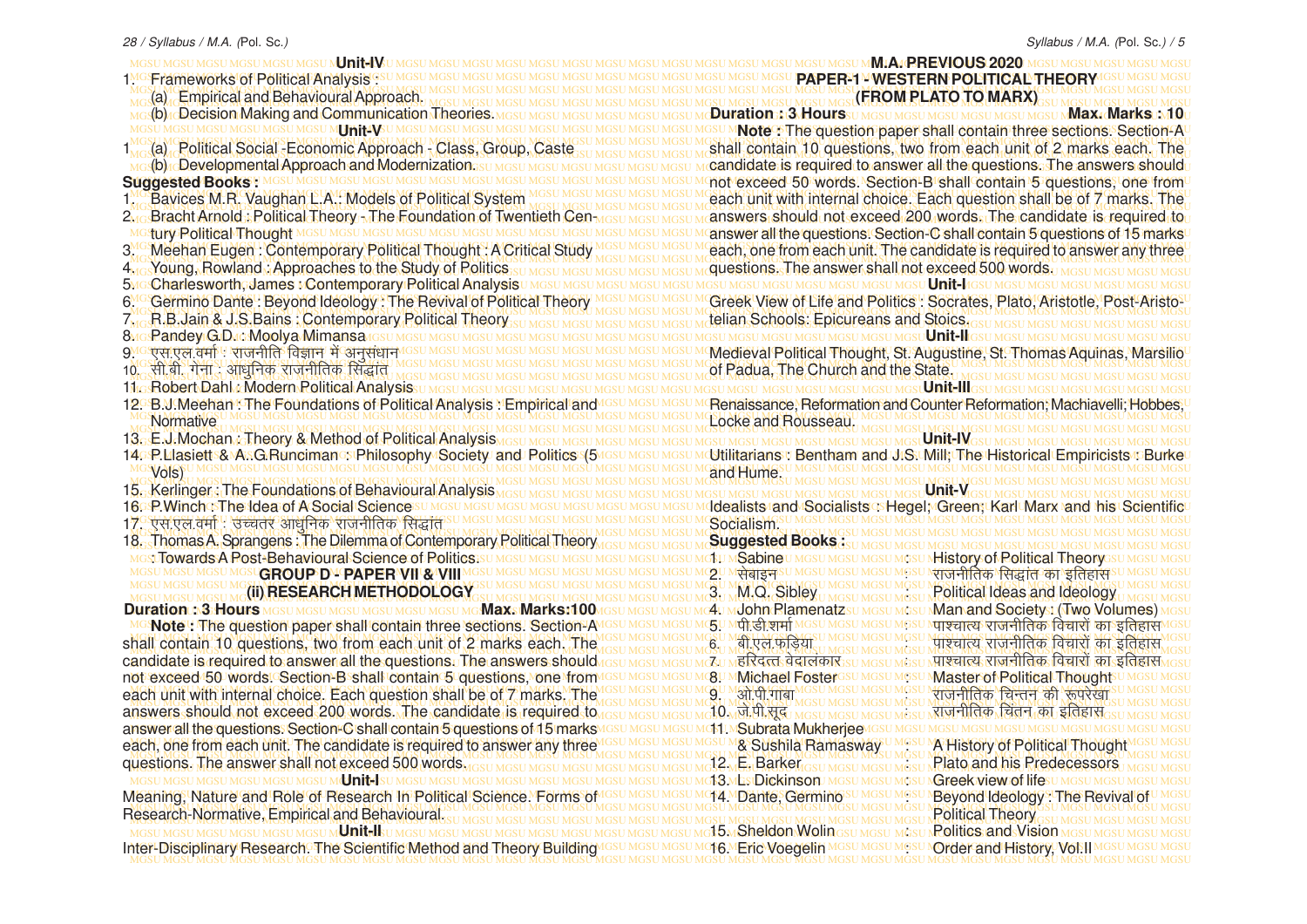### Unit-IV

1. Frameworks of Political Analysis :
   (a) Empirical and Behavioural Approach.
   (b) Decision Making and Communication Theories.

### Unit-V

1. (a) Political Social -Economic Approach - Class, Group, Caste
   (b) Developmental Approach and Modernization.

**Suggested Books :**

1. Bavices M.R. Vaughan L.A.: Models of Political System
2. Bracht Arnold : Political Theory - The Foundation of Twentieth Century Political Thought
3. Meehan Eugen : Contemporary Political Thought : A Critical Study
4. Young, Rowland : Approaches to the Study of Politics
5. Charlesworth, James : Contemporary Political Analysis
6. Germino Dante : Beyond Ideology : The Revival of Political Theory
7. R.B.Jain & J.S.Bains : Contemporary Political Theory
8. Pandey G.D. : Moolya Mimansa
9. एस.एल.वर्मा : राजनीति विज्ञान में अनुसंधान
10. सी.बी. गेना : आधुनिक राजनीतिक सिद्धांत
11. Robert Dahl : Modern Political Analysis
12. B.J.Meehan : The Foundations of Political Analysis : Empirical and Normative
13. E.J.Mochan : Theory & Method of Political Analysis
14. P.Llasiett & A..G.Runciman : Philosophy Society and Politics (5 Vols)
15. Kerlinger : The Foundations of Behavioural Analysis
16. P.Winch : The Idea of A Social Science
17. एस.एल.वर्मा : उच्चतर आधुनिक राजनीतक सिद्धांत
18. Thomas A. Sprangens : The Dilemma of Contemporary Political Theory : Towards A Post-Behavioural Science of Politics.

## GROUP D - PAPER VII & VIII
## (ii) RESEARCH METHODOLOGY

**Duration : 3 Hours** **Max. Marks:100**

**Note :** The question paper shall contain three sections. Section-A shall contain 10 questions, two from each unit of 2 marks each. The candidate is required to answer all the questions. The answers should not exceed 50 words. Section-B shall contain 5 questions, one from each unit with internal choice. Each question shall be of 7 marks. The answers should not exceed 200 words. The candidate is required to answer all the questions. Section-C shall contain 5 questions of 15 marks each, one from each unit. The candidate is required to answer any three questions. The answer shall not exceed 500 words.

### Unit-I

Meaning, Nature and Role of Research In Political Science. Forms of Research-Normative, Empirical and Behavioural.

### Unit-II

Inter-Disciplinary Research. The Scientific Method and Theory Building

## M.A. PREVIOUS 2020
## PAPER-1 - WESTERN POLITICAL THEORY
## (FROM PLATO TO MARX)

**Duration : 3 Hours** **Max. Marks : 10**

**Note :** The question paper shall contain three sections. Section-A shall contain 10 questions, two from each unit of 2 marks each. The candidate is required to answer all the questions. The answers should not exceed 50 words. Section-B shall contain 5 questions, one from each unit with internal choice. Each question shall be of 7 marks. The answers should not exceed 200 words. The candidate is required to answer all the questions. Section-C shall contain 5 questions of 15 marks each, one from each unit. The candidate is required to answer any three questions. The answer shall not exceed 500 words.

### Unit-I

Greek View of Life and Politics : Socrates, Plato, Aristotle, Post-Aristotelian Schools: Epicureans and Stoics.

### Unit-II

Medieval Political Thought, St. Augustine, St. Thomas Aquinas, Marsilio of Padua, The Church and the State.

### Unit-III

Renaissance, Reformation and Counter Reformation; Machiavelli; Hobbes, Locke and Rousseau.

### Unit-IV

Utilitarians : Bentham and J.S. Mill; The Historical Empiricists : Burke and Hume.

### Unit-V

Idealists and Socialists : Hegel; Green; Karl Marx and his Scientific Socialism.

**Suggested Books :**

1. Sabine : History of Political Theory
2. सेबाइन : राजनीतिक सिद्धांत का इतिहास
3. M.Q. Sibley : Political Ideas and Ideology
4. John Plamenatz : Man and Society : (Two Volumes)
5. पी.डी.शर्मा : पाश्चात्य राजनीतिक विचारों का इतिहास
6. बी.एल.फड़िया : पाश्चात्य राजनीतिक विचारों का इतिहास
7. हरिदत्त वेदालंकार : पाश्चात्य राजनीतिक विचारों का इतिहास
8. Michael Foster : Master of Political Thought
9. ओ.पी.गाबा : राजनीतिक चिन्तन की रूपरेखा
10. जे.पी.सूद : राजनीतिक चिंतन का इतिहास
11. Subrata Mukherjee & Sushila Ramasway : A History of Political Thought
12. E. Barker : Plato and his Predecessors
13. L. Dickinson : Greek view of life
14. Dante, Germino : Beyond Ideology : The Revival of Political Theory
15. Sheldon Wolin : Politics and Vision
16. Eric Voegelin : Order and History, Vol.II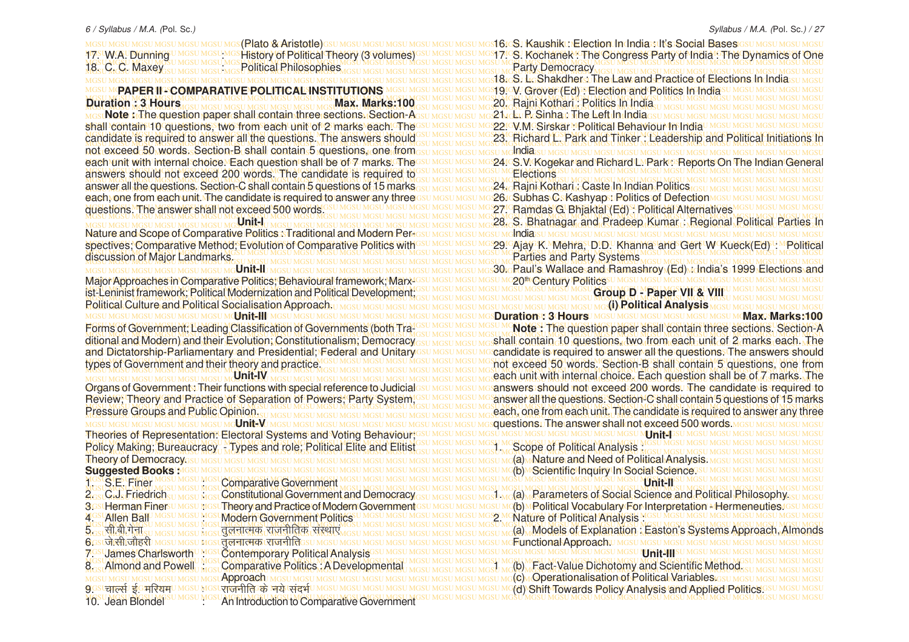(Plato & Aristotle)

17. W.A. Dunning : History of Political Theory (3 volumes)
18. C. C. Maxey : Political Philosophies

## PAPER II - COMPARATIVE POLITICAL INSTITUTIONS

**Duration : 3 Hours** **Max. Marks:100**

**Note :** The question paper shall contain three sections. Section-A shall contain 10 questions, two from each unit of 2 marks each. The candidate is required to answer all the questions. The answers should not exceed 50 words. Section-B shall contain 5 questions, one from each unit with internal choice. Each question shall be of 7 marks. The answers should not exceed 200 words. The candidate is required to answer all the questions. Section-C shall contain 5 questions of 15 marks each, one from each unit. The candidate is required to answer any three questions. The answer shall not exceed 500 words.

### Unit-I

Nature and Scope of Comparative Politics : Traditional and Modern Perspectives; Comparative Method; Evolution of Comparative Politics with discussion of Major Landmarks.

### Unit-II

Major Approaches in Comparative Politics; Behavioural framework; Marxist-Leninist framework; Political Modernization and Political Development; Political Culture and Political Socialisation Approach.

### Unit-III

Forms of Government; Leading Classification of Governments (both Traditional and Modern) and their Evolution; Constitutionalism; Democracy and Dictatorship-Parliamentary and Presidential; Federal and Unitary types of Government and their theory and practice.

### Unit-IV

Organs of Government : Their functions with special reference to Judicial Review; Theory and Practice of Separation of Powers; Party System, Pressure Groups and Public Opinion.

### Unit-V

Theories of Representation: Electoral Systems and Voting Behaviour; Policy Making; Bureaucracy - Types and role; Political Elite and Elitist Theory of Democracy.

**Suggested Books :**

1. S.E. Finer : Comparative Government
2. C.J. Friedrich : Constitutional Government and Democracy
3. Herman Finer : Theory and Practice of Modern Government
4. Allen Ball : Modern Government Politics
5. सी.बी.गेना : तुलनात्मक राजनीतिक संस्थाएं
6. जे.सी.जौहरी : तुलनात्मक राजनीति
7. James Charlsworth : Contemporary Political Analysis
8. Almond and Powell : Comparative Politics : A Developmental Approach
9. चार्ल्स ई. मरियम : राजनीति के नये संदर्भ
10. Jean Blondel : An Introduction to Comparative Government
16. S. Kaushik : Election In India : It's Social Bases
17. S. Kochanek : The Congress Party of India : The Dynamics of One Party Democracy
18. S. L. Shakdher : The Law and Practice of Elections In India
19. V. Grover (Ed) : Election and Politics In India
20. Rajni Kothari : Politics In India
21. L. P. Sinha : The Left In India
22. V.M. Sirskar : Political Behaviour In India
23. Richard L. Park and Tinker : Leadership and Political Initiations In India
24. S.V. Kogekar and Richard L. Park : Reports On The Indian General Elections
24. Rajni Kothari : Caste In Indian Politics
26. Subhas C. Kashyap : Politics of Defection
27. Ramdas G. Bhjaktal (Ed) : Political Alternatives
28. S. Bhatnagar and Pradeep Kumar : Regional Political Parties In India
29. Ajay K. Mehra, D.D. Khanna and Gert W Kueck(Ed) : Political Parties and Party Systems
30. Paul's Wallace and Ramashroy (Ed) : India's 1999 Elections and 20th Century Politics

## Group D - Paper VII & VIII

### (i) Political Analysis

**Duration : 3 Hours** **Max. Marks:100**

**Note :** The question paper shall contain three sections. Section-A shall contain 10 questions, two from each unit of 2 marks each. The candidate is required to answer all the questions. The answers should not exceed 50 words. Section-B shall contain 5 questions, one from each unit with internal choice. Each question shall be of 7 marks. The answers should not exceed 200 words. The candidate is required to answer all the questions. Section-C shall contain 5 questions of 15 marks each, one from each unit. The candidate is required to answer any three questions. The answer shall not exceed 500 words.

### Unit-I

1. Scope of Political Analysis :
   (a) Nature and Need of Political Analysis.
   (b) Scientific Inquiry In Social Science.

### Unit-II

1. (a) Parameters of Social Science and Political Philosophy.
   (b) Political Vocabulary For Interpretation - Hermeneuties.
2. Nature of Political Analysis :
   (a) Models of Explanation : Easton's Systems Approach, Almonds Functional Approach.

### Unit-III

1. (b) Fact-Value Dichotomy and Scientific Method.
   (c) Operationalisation of Political Variables.
   (d) Shift Towards Policy Analysis and Applied Politics.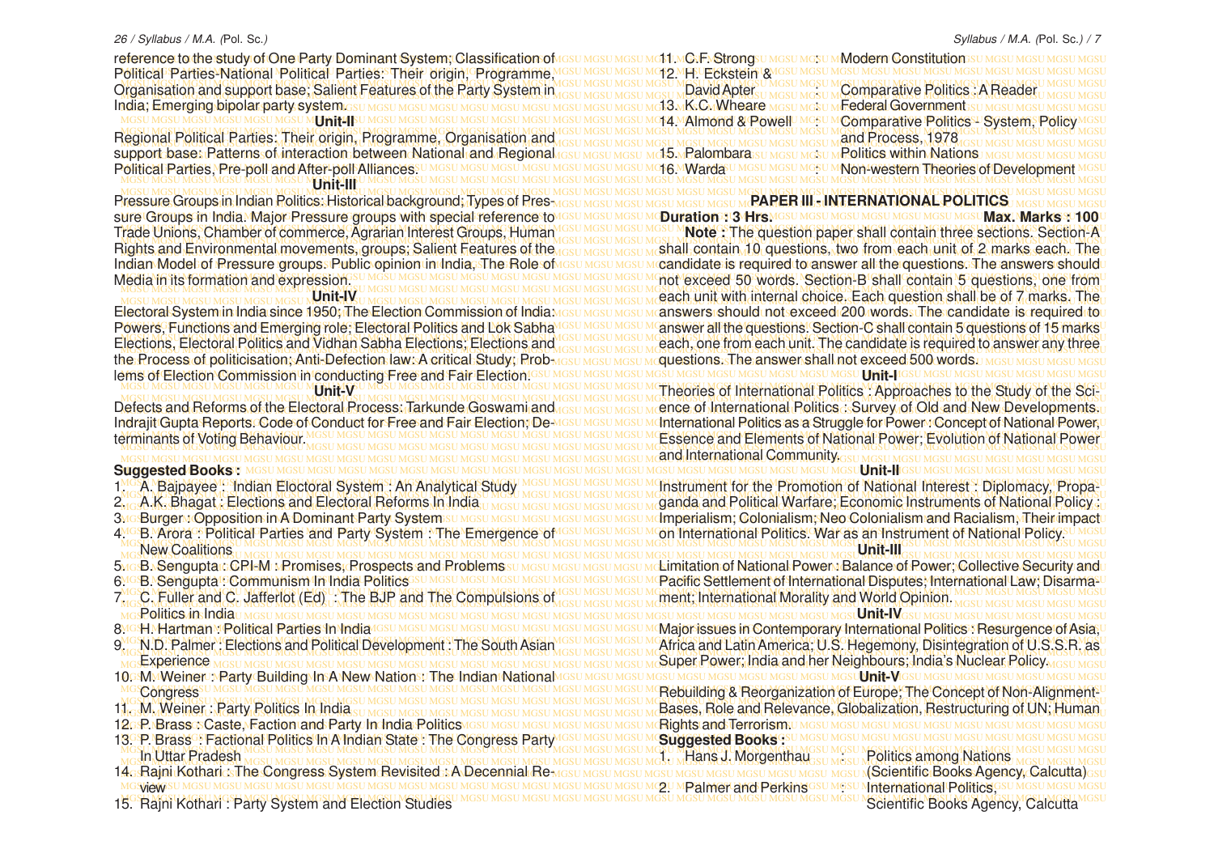reference to the study of One Party Dominant System; Classification of Political Parties-National Political Parties: Their origin, Programme, Organisation and support base; Salient Features of the Party System in India; Emerging bipolar party system.

**Unit-II**

Regional Political Parties: Their origin, Programme, Organisation and support base: Patterns of interaction between National and Regional Political Parties, Pre-poll and After-poll Alliances.

**Unit-III**

Pressure Groups in Indian Politics: Historical background; Types of Pressure Groups in India. Major Pressure groups with special reference to Trade Unions, Chamber of commerce, Agrarian Interest Groups, Human Rights and Environmental movements, groups; Salient Features of the Indian Model of Pressure groups. Public opinion in India, The Role of Media in its formation and expression.

**Unit-IV**

Electoral System in India since 1950; The Election Commission of India: Powers, Functions and Emerging role; Electoral Politics and Lok Sabha Elections, Electoral Politics and Vidhan Sabha Elections; Elections and the Process of politicisation; Anti-Defection law: A critical Study; Problems of Election Commission in conducting Free and Fair Election.

**Unit-V**

Defects and Reforms of the Electoral Process: Tarkunde Goswami and Indrajit Gupta Reports. Code of Conduct for Free and Fair Election; Determinants of Voting Behaviour.

**Suggested Books :**

1. A. Bajpayee : Indian Electoral System : An Analytical Study
2. A.K. Bhagat : Elections and Electoral Reforms In India
3. Burger : Opposition in A Dominant Party System
4. B. Arora : Political Parties and Party System : The Emergence of New Coalitions
5. B. Sengupta : CPI-M : Promises, Prospects and Problems
6. B. Sengupta : Communism In India Politics
7. C. Fuller and C. Jafferlot (Ed) : The BJP and The Compulsions of Politics in India
8. H. Hartman : Political Parties In India
9. N.D. Palmer : Elections and Political Development : The South Asian Experience
10. M. Weiner : Party Building In A New Nation : The Indian National Congress
11. M. Weiner : Party Politics In India
12. P. Brass : Caste, Faction and Party In India Politics
13. P. Brass : Factional Politics In A Indian State : The Congress Party In Uttar Pradesh
14. Rajni Kothari : The Congress System Revisited : A Decennial Review
15. Rajni Kothari : Party System and Election Studies

11. C.F. Strong : Modern Constitution
12. H. Eckstein & David Apter : Comparative Politics : A Reader
13. K.C. Wheare : Federal Government
14. Almond & Powell : Comparative Politics - System, Policy and Process, 1978
15. Palombara : Politics within Nations
16. Warda : Non-western Theories of Development

## PAPER III - INTERNATIONAL POLITICS

**Duration : 3 Hrs.** **Max. Marks : 100**

**Note :** The question paper shall contain three sections. Section-A shall contain 10 questions, two from each unit of 2 marks each. The candidate is required to answer all the questions. The answers should not exceed 50 words. Section-B shall contain 5 questions, one from each unit with internal choice. Each question shall be of 7 marks. The answers should not exceed 200 words. The candidate is required to answer all the questions. Section-C shall contain 5 questions of 15 marks each, one from each unit. The candidate is required to answer any three questions. The answer shall not exceed 500 words.

**Unit-I**

Theories of International Politics : Approaches to the Study of the Science of International Politics : Survey of Old and New Developments. International Politics as a Struggle for Power : Concept of National Power, Essence and Elements of National Power; Evolution of National Power and International Community.

**Unit-II**

Instrument for the Promotion of National Interest : Diplomacy, Propaganda and Political Warfare; Economic Instruments of National Policy : Imperialism; Colonialism; Neo Colonialism and Racialism, Their impact on International Politics. War as an Instrument of National Policy.

**Unit-III**

Limitation of National Power : Balance of Power; Collective Security and Pacific Settlement of International Disputes; International Law; Disarmament; International Morality and World Opinion.

**Unit-IV**

Major issues in Contemporary International Politics : Resurgence of Asia, Africa and Latin America; U.S. Hegemony, Disintegration of U.S.S.R. as Super Power; India and her Neighbours; India's Nuclear Policy.

**Unit-V**

Rebuilding & Reorganization of Europe; The Concept of Non-Alignment-Bases, Role and Relevance, Globalization, Restructuring of UN; Human Rights and Terrorism.

**Suggested Books :**

1. Hans J. Morgenthau : Politics among Nations (Scientific Books Agency, Calcutta)
2. Palmer and Perkins : International Politics, Scientific Books Agency, Calcutta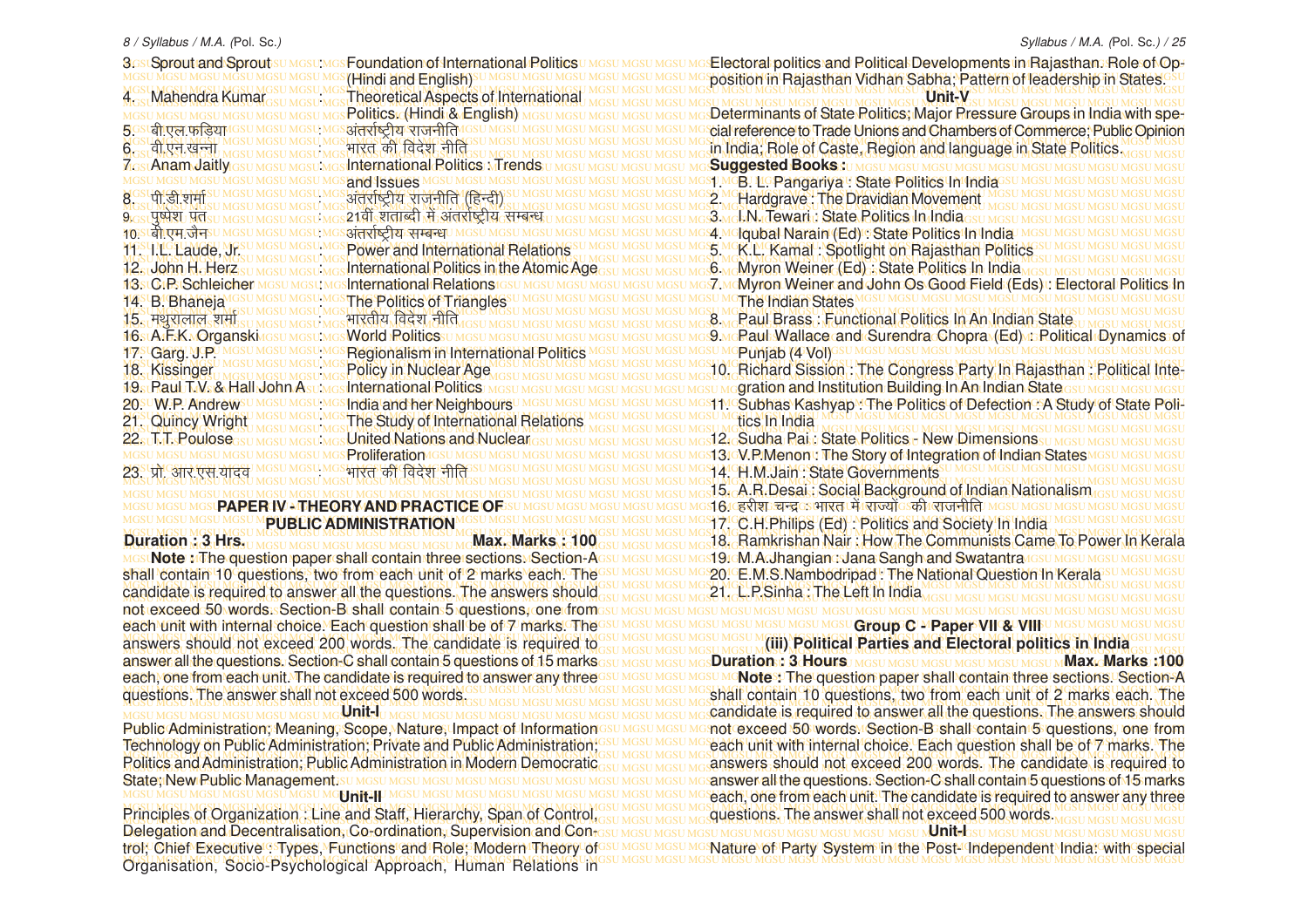3. Sprout and Sprout : Foundation of International Politics (Hindi and English)
4. Mahendra Kumar : Theoretical Aspects of International Politics. (Hindi & English)
5. बी.एल.फड़िया : अंतर्राष्ट्रीय राजनीति
6. वी.एन.खन्ना : भारत की विदेश नीति
7. Anam Jaitly : International Politics : Trends and Issues
8. पी.डी.शर्मा : अंतर्राष्ट्रीय राजनीति (हिन्दी)
9. पुष्पेश पंत : 21वीं शताब्दी में अंतर्राष्ट्रीय सम्बन्ध
10. बी.एम.जैन : अंतर्राष्ट्रीय सम्बन्ध
11. I.L. Laude, Jr. : Power and International Relations
12. John H. Herz : International Politics in the Atomic Age
13. C.P. Schleicher : International Relations
14. B. Bhaneja : The Politics of Triangles
15. मथुरालाल शर्मा : भारतीय विदेश नीति
16. A.F.K. Organski : World Politics
17. Garg. J.P. : Regionalism in International Politics
18. Kissinger : Policy in Nuclear Age
19. Paul T.V. & Hall John A : International Politics
20. W.P. Andrew : India and her Neighbours
21. Quincy Wright : The Study of International Relations
22. T.T. Poulose : United Nations and Nuclear Proliferation
23. प्रो. आर.एस.यादव : भारत की विदेश नीति

## PAPER IV - THEORY AND PRACTICE OF PUBLIC ADMINISTRATION

**Duration : 3 Hrs.** **Max. Marks : 100**

**Note :** The question paper shall contain three sections. Section-A shall contain 10 questions, two from each unit of 2 marks each. The candidate is required to answer all the questions. The answers should not exceed 50 words. Section-B shall contain 5 questions, one from each unit with internal choice. Each question shall be of 7 marks. The answers should not exceed 200 words. The candidate is required to answer all the questions. Section-C shall contain 5 questions of 15 marks each, one from each unit. The candidate is required to answer any three questions. The answer shall not exceed 500 words.

**Unit-I**

Public Administration; Meaning, Scope, Nature, Impact of Information Technology on Public Administration; Private and Public Administration; Politics and Administration; Public Administration in Modern Democratic State; New Public Management.

**Unit-II**

Principles of Organization : Line and Staff, Hierarchy, Span of Control, Delegation and Decentralisation, Co-ordination, Supervision and Control; Chief Executive : Types, Functions and Role; Modern Theory of Organisation, Socio-Psychological Approach, Human Relations in

Electoral politics and Political Developments in Rajasthan. Role of Opposition in Rajasthan Vidhan Sabha; Pattern of leadership in States.

**Unit-V**

Determinants of State Politics; Major Pressure Groups in India with special reference to Trade Unions and Chambers of Commerce; Public Opinion in India; Role of Caste, Region and language in State Politics.

**Suggested Books :**

1. B. L. Pangariya : State Politics In India
2. Hardgrave : The Dravidian Movement
3. I.N. Tewari : State Politics In India
4. Iqubal Narain (Ed) : State Politics In India
5. K.L. Kamal : Spotlight on Rajasthan Politics
6. Myron Weiner (Ed) : State Politics In India
7. Myron Weiner and John Os Good Field (Eds) : Electoral Politics In The Indian States
8. Paul Brass : Functional Politics In An Indian State
9. Paul Wallace and Surendra Chopra (Ed) : Political Dynamics of Punjab (4 Vol)
10. Richard Sission : The Congress Party In Rajasthan : Political Integration and Institution Building In An Indian State
11. Subhas Kashyap : The Politics of Defection : A Study of State Politics In India
12. Sudha Pai : State Politics - New Dimensions
13. V.P.Menon : The Story of Integration of Indian States
14. H.M.Jain : State Governments
15. A.R.Desai : Social Background of Indian Nationalism
16. हरीश चन्द्र : भारत में राज्यों की राजनीति
17. C.H.Philips (Ed) : Politics and Society In India
18. Ramkrishan Nair : How The Communists Came To Power In Kerala
19. M.A.Jhangian : Jana Sangh and Swatantra
20. E.M.S.Nambodripad : The National Question In Kerala
21. L.P.Sinha : The Left In India

## Group C - Paper VII & VIII

### (iii) Political Parties and Electoral politics in India

**Duration : 3 Hours** **Max. Marks :100**

**Note :** The question paper shall contain three sections. Section-A shall contain 10 questions, two from each unit of 2 marks each. The candidate is required to answer all the questions. The answers should not exceed 50 words. Section-B shall contain 5 questions, one from each unit with internal choice. Each question shall be of 7 marks. The answers should not exceed 200 words. The candidate is required to answer all the questions. Section-C shall contain 5 questions of 15 marks each, one from each unit. The candidate is required to answer any three questions. The answer shall not exceed 500 words.

**Unit-I**

Nature of Party System in the Post- Independent India: with special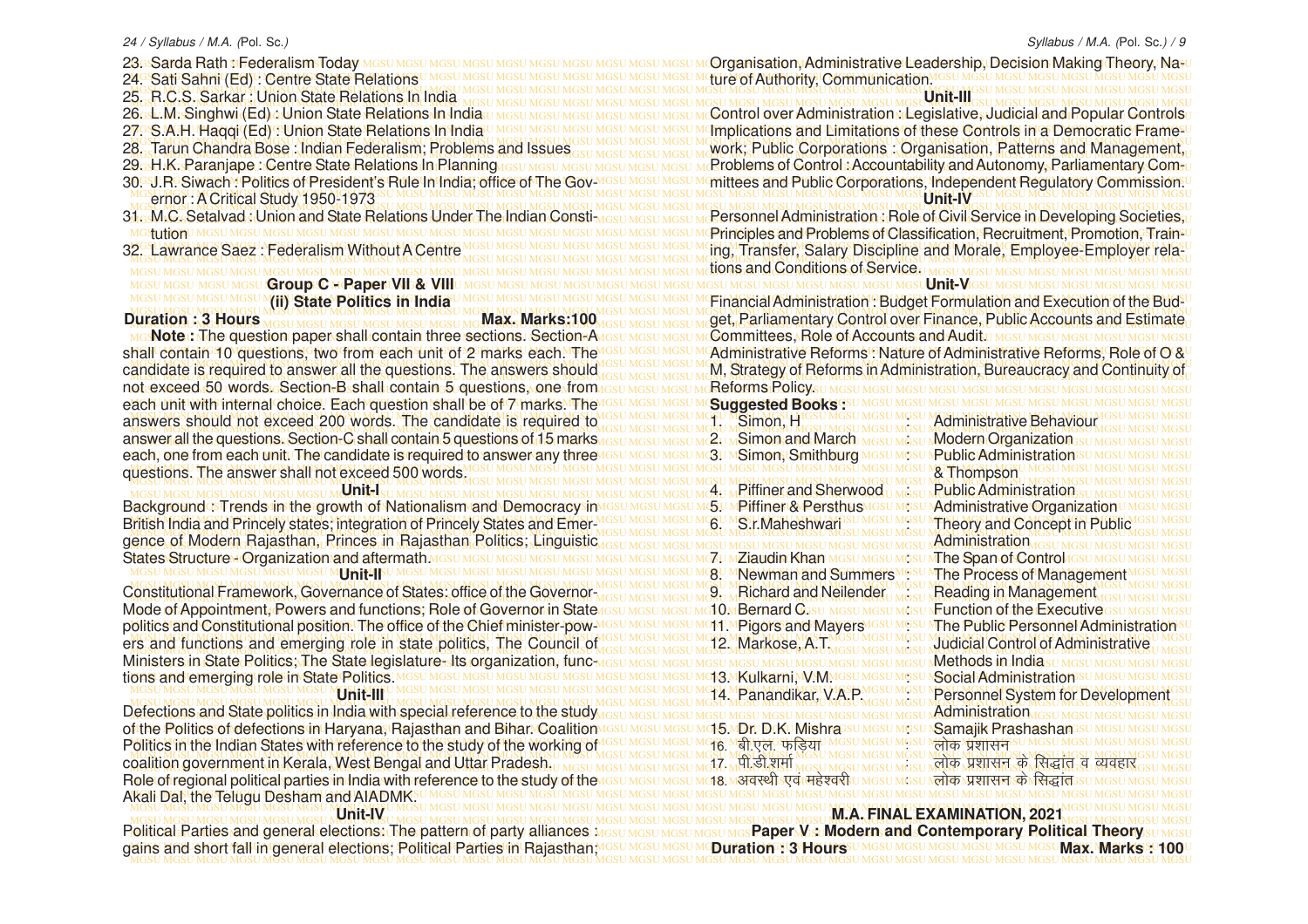23. Sarda Rath : Federalism Today
24. Sati Sahni (Ed) : Centre State Relations
25. R.C.S. Sarkar : Union State Relations In India
26. L.M. Singhwi (Ed) : Union State Relations In India
27. S.A.H. Haqqi (Ed) : Union State Relations In India
28. Tarun Chandra Bose : Indian Federalism; Problems and Issues
29. H.K. Paranjape : Centre State Relations In Planning
30. J.R. Siwach : Politics of President's Rule In India; office of The Governor : A Critical Study 1950-1973
31. M.C. Setalvad : Union and State Relations Under The Indian Constitution
32. Lawrance Saez : Federalism Without A Centre

### Group C - Paper VII & VIII
### (ii) State Politics in India

**Duration : 3 Hours** **Max. Marks:100**

**Note :** The question paper shall contain three sections. Section-A shall contain 10 questions, two from each unit of 2 marks each. The candidate is required to answer all the questions. The answers should not exceed 50 words. Section-B shall contain 5 questions, one from each unit with internal choice. Each question shall be of 7 marks. The answers should not exceed 200 words. The candidate is required to answer all the questions. Section-C shall contain 5 questions of 15 marks each, one from each unit. The candidate is required to answer any three questions. The answer shall not exceed 500 words.

**Unit-I**

Background : Trends in the growth of Nationalism and Democracy in British India and Princely states; integration of Princely States and Emergence of Modern Rajasthan, Princes in Rajasthan Politics; Linguistic States Structure - Organization and aftermath.

**Unit-II**

Constitutional Framework, Governance of States: office of the Governor-Mode of Appointment, Powers and functions; Role of Governor in State politics and Constitutional position. The office of the Chief minister-powers and functions and emerging role in state politics, The Council of Ministers in State Politics; The State legislature- Its organization, functions and emerging role in State Politics.

**Unit-III**

Defections and State politics in India with special reference to the study of the Politics of defections in Haryana, Rajasthan and Bihar. Coalition Politics in the Indian States with reference to the study of the working of coalition government in Kerala, West Bengal and Uttar Pradesh.

Role of regional political parties in India with reference to the study of the Akali Dal, the Telugu Desham and AIADMK.

**Unit-IV**

Political Parties and general elections: The pattern of party alliances : gains and short fall in general elections; Political Parties in Rajasthan; Organisation, Administrative Leadership, Decision Making Theory, Nature of Authority, Communication.

**Unit-III**

Control over Administration : Legislative, Judicial and Popular Controls Implications and Limitations of these Controls in a Democratic Framework; Public Corporations : Organisation, Patterns and Management, Problems of Control : Accountability and Autonomy, Parliamentary Committees and Public Corporations, Independent Regulatory Commission.

**Unit-IV**

Personnel Administration : Role of Civil Service in Developing Societies, Principles and Problems of Classification, Recruitment, Promotion, Training, Transfer, Salary Discipline and Morale, Employee-Employer relations and Conditions of Service.

**Unit-V**

Financial Administration : Budget Formulation and Execution of the Budget, Parliamentary Control over Finance, Public Accounts and Estimate Committees, Role of Accounts and Audit.

Administrative Reforms : Nature of Administrative Reforms, Role of O & M, Strategy of Reforms in Administration, Bureaucracy and Continuity of Reforms Policy.

**Suggested Books :**

1. Simon, H : Administrative Behaviour
2. Simon and March : Modern Organization
3. Simon, Smithburg & Thompson : Public Administration
4. Piffiner and Sherwood : Public Administration
5. Piffiner & Persthus : Administrative Organization
6. S.r.Maheshwari : Theory and Concept in Public Administration
7. Ziaudin Khan : The Span of Control
8. Newman and Summers : The Process of Management
9. Richard and Neilender : Reading in Management
10. Bernard C. : Function of the Executive
11. Pigors and Mayers : The Public Personnel Administration
12. Markose, A.T. : Judicial Control of Administrative Methods in India
13. Kulkarni, V.M. : Social Administration
14. Panandikar, V.A.P. : Personnel System for Development Administration
15. Dr. D.K. Mishra : Samajik Prashashan
16. बी.एल. फड़िया : लोक प्रशासन
17. पी.डी.शर्मा : लोक प्रशासन के सिद्धांत व व्यवहार
18. अवस्थी एवं महेश्वरी : लोक प्रशासन के सिद्धांत

## M.A. FINAL EXAMINATION, 2021

### Paper V : Modern and Contemporary Political Theory

**Duration : 3 Hours** **Max. Marks : 100**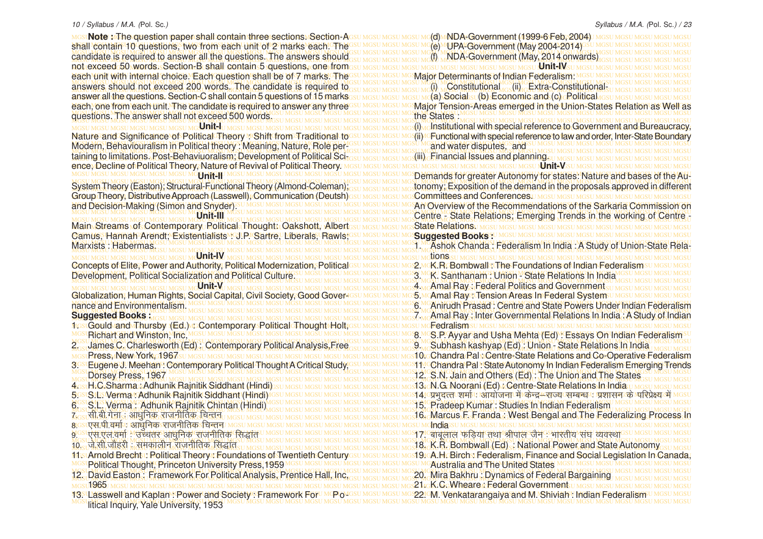**Note :** The question paper shall contain three sections. Section-A shall contain 10 questions, two from each unit of 2 marks each. The candidate is required to answer all the questions. The answers should not exceed 50 words. Section-B shall contain 5 questions, one from each unit with internal choice. Each question shall be of 7 marks. The answers should not exceed 200 words. The candidate is required to answer all the questions. Section-C shall contain 5 questions of 15 marks each, one from each unit. The candidate is required to answer any three questions. The answer shall not exceed 500 words.

**Unit-I**

Nature and Significance of Political Theory : Shift from Traditional to Modern, Behaviouralism in Political theory : Meaning, Nature, Role pertaining to limitations. Post-Behaviuoralism; Development of Political Science, Decline of Political Theory, Nature of Revival of Political Theory.

**Unit-II**

System Theory (Easton); Structural-Functional Theory (Almond-Coleman); Group Theory, Distributive Approach (Lasswell), Communication (Deutsh) and Decision-Making (Simon and Snyder).

**Unit-III**

Main Streams of Contemporary Political Thought: Oakshott, Albert Camus, Hannah Arendt; Existentialists : J.P. Sartre, Liberals, Rawls; Marxists : Habermas.

**Unit-IV**

Concepts of Elite, Power and Authority, Political Modernization, Political Development, Political Socialization and Political Culture.

**Unit-V**

Globalization, Human Rights, Social Capital, Civil Society, Good Governance and Environmentalism.

**Suggested Books :**

1. Gould and Thursby (Ed.) : Contemporary Political Thought Holt, Richart and Winston, Inc,
2. James C. Charlesworth (Ed) : Contemporary Political Analysis,Free Press, New York, 1967
3. Eugene J. Meehan : Contemporary Political Thought A Critical Study, Dorsey Press, 1967
4. H.C.Sharma : Adhunik Rajnitik Siddhant (Hindi)
5. S.L. Verma : Adhunik Rajnitik Siddhant (Hindi)
6. S.L. Verma : Adhunik Rajnitik Chintan (Hindi)
7. सी.बी.गेना : आधुनिक राजनीतिक चिन्तन
8. एस.पी.वर्मा : आधुनिक राजनीतिक चिन्तन
9. एस.एल.वर्मा : उच्चतर आधुनिक राजनीतिक सिद्धांत
10. जे.सी.जौहरी : समकालीन राजनीतिक सिद्धांत
11. Arnold Brecht : Political Theory : Foundations of Twentieth Century Political Thought, Princeton University Press,1959
12. David Easton : Framework For Political Analysis, Prentice Hall, Inc, 1965
13. Lasswell and Kaplan : Power and Society : Framework For Political Inquiry, Yale University, 1953

(d) NDA-Government (1999-6 Feb, 2004)
(e) UPA-Government (May 2004-2014)
(f) NDA-Government (May, 2014 onwards)

**Unit-IV**

Major Determinants of Indian Federalism:
(i) Constitutional (ii) Extra-Constitutional-
(a) Social (b) Economic and (c) Political

Major Tension-Areas emerged in the Union-States Relation as Well as the States :

(i) Institutional with special reference to Government and Bureaucracy,
(ii) Functional with special reference to law and order, Inter-State Boundary and water disputes, and
(iii) Financial Issues and planning.

**Unit-V**

Demands for greater Autonomy for states: Nature and bases of the Autonomy; Exposition of the demand in the proposals approved in different Committees and Conferences.

An Overview of the Recommendations of the Sarkaria Commission on Centre - State Relations; Emerging Trends in the working of Centre - State Relations.

**Suggested Books :**

1. Ashok Chanda : Federalism In India : A Study of Union-State Relations
2. K.R. Bombwall : The Foundations of Indian Federalism
3. K. Santhanam : Union - State Relations In India
4. Amal Ray : Federal Politics and Government
5. Amal Ray : Tension Areas In Federal System
6. Anirudh Prasad : Centre and State Powers Under Indian Federalism
7. Amal Ray : Inter Governmental Relations In India : A Study of Indian Fedralism
8. S.P. Ayyar and Usha Mehta (Ed) : Essays On Indian Federalism
9. Subhash kashyap (Ed) : Union - State Relations In India
10. Chandra Pal : Centre-State Relations and Co-Operative Federalism
11. Chandra Pal : State Autonomy In Indian Federalism Emerging Trends
12. S.N. Jain and Others (Ed) : The Union and The States
13. N.G. Noorani (Ed) : Centre-State Relations In India
14. प्रभुदत्त शर्मा : आयोजना में केन्द्र–राज्य सम्बन्ध : प्रशासन के परिप्रेक्ष्य में
15. Pradeep Kumar : Studies In Indian Federalism
16. Marcus F. Franda : West Bengal and The Federalizing Process In India
17. बाबूलाल फड़िया तथा श्रीपाल जैन : भारतीय संघ व्यवस्था
18. K.R. Bombwall (Ed) : National Power and State Autonomy
19. A.H. Birch : Federalism, Finance and Social Legislation In Canada, Australia and The United States
20. Mira Bakhru : Dynamics of Federal Bargaining
21. K.C. Wheare : Federal Government
22. M. Venkatarangaiya and M. Shiviah : Indian Federalism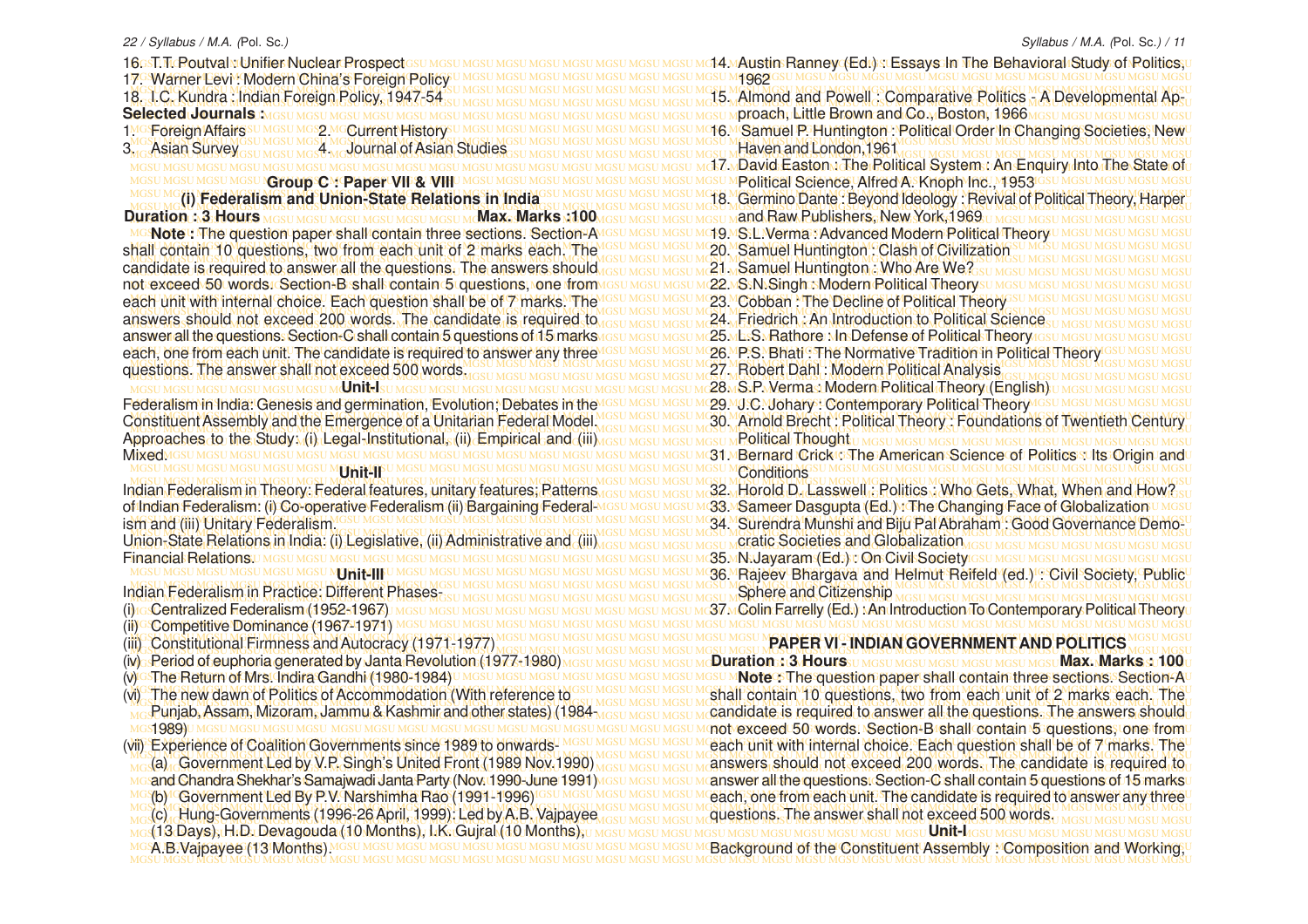16. T.T. Poutval : Unifier Nuclear Prospect
17. Warner Levi : Modern China's Foreign Policy
18. I.C. Kundra : Indian Foreign Policy, 1947-54

**Selected Journals :**

1. Foreign Affairs 2. Current History
3. Asian Survey 4. Journal of Asian Studies

## Group C : Paper VII & VIII

### (i) Federalism and Union-State Relations in India

**Duration : 3 Hours** **Max. Marks :100**

**Note :** The question paper shall contain three sections. Section-A shall contain 10 questions, two from each unit of 2 marks each. The candidate is required to answer all the questions. The answers should not exceed 50 words. Section-B shall contain 5 questions, one from each unit with internal choice. Each question shall be of 7 marks. The answers should not exceed 200 words. The candidate is required to answer all the questions. Section-C shall contain 5 questions of 15 marks each, one from each unit. The candidate is required to answer any three questions. The answer shall not exceed 500 words.

**Unit-I**

Federalism in India: Genesis and germination, Evolution; Debates in the Constituent Assembly and the Emergence of a Unitarian Federal Model. Approaches to the Study: (i) Legal-Institutional, (ii) Empirical and (iii) Mixed.

**Unit-II**

Indian Federalism in Theory: Federal features, unitary features; Patterns of Indian Federalism: (i) Co-operative Federalism (ii) Bargaining Federalism and (iii) Unitary Federalism.

Union-State Relations in India: (i) Legislative, (ii) Administrative and (iii) Financial Relations.

**Unit-III**

Indian Federalism in Practice: Different Phases-

(i) Centralized Federalism (1952-1967)
(ii) Competitive Dominance (1967-1971)
(iii) Constitutional Firmness and Autocracy (1971-1977)
(iv) Period of euphoria generated by Janta Revolution (1977-1980)
(v) The Return of Mrs. Indira Gandhi (1980-1984)
(vi) The new dawn of Politics of Accommodation (With reference to Punjab, Assam, Mizoram, Jammu & Kashmir and other states) (1984-1989)
(vii) Experience of Coalition Governments since 1989 to onwards-
  (a) Government Led by V.P. Singh's United Front (1989 Nov.1990) and Chandra Shekhar's Samajwadi Janta Party (Nov. 1990-June 1991)
  (b) Government Led By P.V. Narshimha Rao (1991-1996)
  (c) Hung-Governments (1996-26 April, 1999): Led by A.B. Vajpayee (13 Days), H.D. Devagouda (10 Months), I.K. Gujral (10 Months), A.B.Vajpayee (13 Months).

14. Austin Ranney (Ed.) : Essays In The Behavioral Study of Politics, 1962
15. Almond and Powell : Comparative Politics - A Developmental Approach, Little Brown and Co., Boston, 1966
16. Samuel P. Huntington : Political Order In Changing Societies, New Haven and London,1961
17. David Easton : The Political System : An Enquiry Into The State of Political Science, Alfred A. Knoph Inc., 1953
18. Germino Dante : Beyond Ideology : Revival of Political Theory, Harper and Raw Publishers, New York,1969
19. S.L.Verma : Advanced Modern Political Theory
20. Samuel Huntington : Clash of Civilization
21. Samuel Huntington : Who Are We?
22. S.N.Singh : Modern Political Theory
23. Cobban : The Decline of Political Theory
24. Friedrich : An Introduction to Political Science
25. L.S. Rathore : In Defense of Political Theory
26. P.S. Bhati : The Normative Tradition in Political Theory
27. Robert Dahl : Modern Political Analysis
28. S.P. Verma : Modern Political Theory (English)
29. J.C. Johary : Contemporary Political Theory
30. Arnold Brecht : Political Theory : Foundations of Twentieth Century Political Thought
31. Bernard Crick : The American Science of Politics : Its Origin and Conditions
32. Horold D. Lasswell : Politics : Who Gets, What, When and How?
33. Sameer Dasgupta (Ed.) : The Changing Face of Globalization
34. Surendra Munshi and Biju Pal Abraham : Good Governance Democratic Societies and Globalization
35. N.Jayaram (Ed.) : On Civil Society
36. Rajeev Bhargava and Helmut Reifeld (ed.) : Civil Society, Public Sphere and Citizenship
37. Colin Farrelly (Ed.) : An Introduction To Contemporary Political Theory

## PAPER VI - INDIAN GOVERNMENT AND POLITICS

**Duration : 3 Hours** **Max. Marks : 100**

**Note :** The question paper shall contain three sections. Section-A shall contain 10 questions, two from each unit of 2 marks each. The candidate is required to answer all the questions. The answers should not exceed 50 words. Section-B shall contain 5 questions, one from each unit with internal choice. Each question shall be of 7 marks. The answers should not exceed 200 words. The candidate is required to answer all the questions. Section-C shall contain 5 questions of 15 marks each, one from each unit. The candidate is required to answer any three questions. The answer shall not exceed 500 words.

**Unit-I**

Background of the Constituent Assembly : Composition and Working,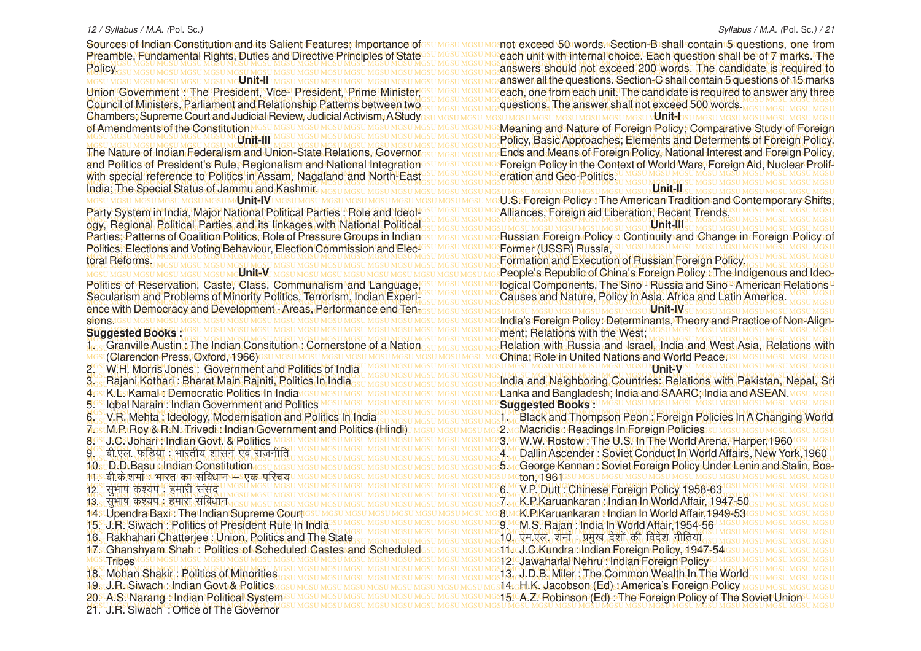Sources of Indian Constitution and its Salient Features; Importance of Preamble, Fundamental Rights, Duties and Directive Principles of State Policy.

**Unit-II**

Union Government : The President, Vice- President, Prime Minister, Council of Ministers, Parliament and Relationship Patterns between two Chambers; Supreme Court and Judicial Review, Judicial Activism, A Study of Amendments of the Constitution.

**Unit-III**

The Nature of Indian Federalism and Union-State Relations, Governor and Politics of President's Rule, Regionalism and National Integration with special reference to Politics in Assam, Nagaland and North-East India; The Special Status of Jammu and Kashmir.

**Unit-IV**

Party System in India, Major National Political Parties : Role and Ideology, Regional Political Parties and its linkages with National Political Parties; Patterns of Coalition Politics, Role of Pressure Groups in Indian Politics, Elections and Voting Behaviour, Election Commission and Electoral Reforms.

**Unit-V**

Politics of Reservation, Caste, Class, Communalism and Language, Secularism and Problems of Minority Politics, Terrorism, Indian Experience with Democracy and Development - Areas, Performance end Tensions.

**Suggested Books :**

1. Granville Austin : The Indian Consitution : Cornerstone of a Nation (Clarendon Press, Oxford, 1966)
2. W.H. Morris Jones : Government and Politics of India
3. Rajani Kothari : Bharat Main Rajniti, Politics In India
4. K.L. Kamal : Democratic Politics In India
5. Iqbal Narain : Indian Government and Politics
6. V.R. Mehta : Ideology, Modernisation and Politics In India
7. M.P. Roy & R.N. Trivedi : Indian Government and Politics (Hindi)
8. J.C. Johari : Indian Govt. & Politics
9. बी.एल. फड़िया : भारतीय शासन एवं राजनीति
10. D.D.Basu : Indian Constitution
11. बी.के.शर्मा : भारत का संविधान – एक परिचय
12. सुभाष कश्यप : हमारी संसद
13. सुभाष कश्यप : हमारा संविधान
14. Upendra Baxi : The Indian Supreme Court
15. J.R. Siwach : Politics of President Rule In India
16. Rakhahari Chatterjee : Union, Politics and The State
17. Ghanshyam Shah : Politics of Scheduled Castes and Scheduled Tribes
18. Mohan Shakir : Politics of Minorities
19. J.R. Siwach : Indian Govt & Politics
20. A.S. Narang : Indian Political System
21. J.R. Siwach : Office of The Governor

not exceed 50 words. Section-B shall contain 5 questions, one from each unit with internal choice. Each question shall be of 7 marks. The answers should not exceed 200 words. The candidate is required to answer all the questions. Section-C shall contain 5 questions of 15 marks each, one from each unit. The candidate is required to answer any three questions. The answer shall not exceed 500 words.

**Unit-I**

Meaning and Nature of Foreign Policy; Comparative Study of Foreign Policy, Basic Approaches; Elements and Determents of Foreign Policy. Ends and Means of Foreign Policy, National Interest and Foreign Policy, Foreign Policy in the Context of World Wars, Foreign Aid, Nuclear Proliferation and Geo-Politics.

**Unit-II**

U.S. Foreign Policy : The American Tradition and Contemporary Shifts, Alliances, Foreign aid Liberation, Recent Trends,

**Unit-III**

Russian Foreign Policy : Continuity and Change in Foreign Policy of Former (USSR) Russia,

Formation and Execution of Russian Foreign Policy.

People's Republic of China's Foreign Policy : The Indigenous and Ideological Components, The Sino - Russia and Sino - American Relations - Causes and Nature, Policy in Asia. Africa and Latin America.

**Unit-IV**

India's Foreign Policy: Determinants, Theory and Practice of Non-Alignment; Relations with the West;

Relation with Russia and Israel, India and West Asia, Relations with China; Role in United Nations and World Peace.

**Unit-V**

India and Neighboring Countries: Relations with Pakistan, Nepal, Sri Lanka and Bangladesh; India and SAARC; India and ASEAN.

**Suggested Books :**

1. Black and Thompson Peon : Foreign Policies In A Changing World
2. Macridis : Readings In Foreign Policies
3. W.W. Rostow : The U.S. In The World Arena, Harper,1960
4. Dallin Ascender : Soviet Conduct In World Affairs, New York,1960
5. George Kennan : Soviet Foreign Policy Under Lenin and Stalin, Boston, 1961
6. V.P. Dutt : Chinese Foreign Policy 1958-63
7. K.P.Karuankaran : Indian In World Affair, 1947-50
8. K.P.Karuankaran : Indian In World Affair,1949-53
9. M.S. Rajan : India In World Affair,1954-56
10. एम.एल. शर्मा : प्रमुख देशों की विदेश नीतियां
11. J.C.Kundra : Indian Foreign Policy, 1947-54
12. Jawaharlal Nehru : Indian Foreign Policy
13. J.D.B. Miler : The Common Wealth In The World
14. H.K. Jacobson (Ed) : America's Foreign Policy
15. A.Z. Robinson (Ed) : The Foreign Policy of The Soviet Union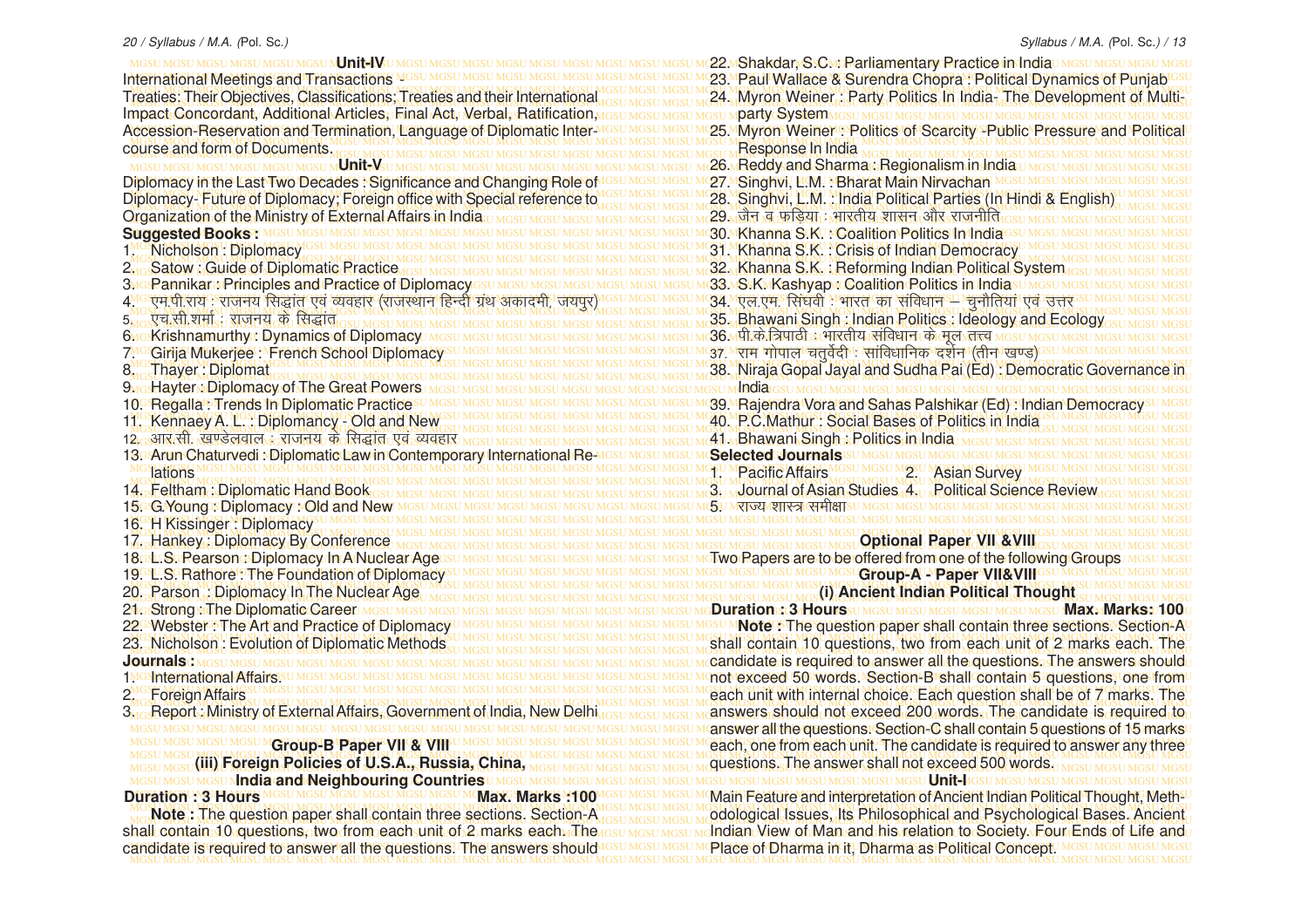## Unit-IV

International Meetings and Transactions - Treaties: Their Objectives, Classifications; Treaties and their International Impact Concordant, Additional Articles, Final Act, Verbal, Ratification, Accession-Reservation and Termination, Language of Diplomatic Intercourse and form of Documents.

## Unit-V

Diplomacy in the Last Two Decades : Significance and Changing Role of Diplomacy- Future of Diplomacy; Foreign office with Special reference to Organization of the Ministry of External Affairs in India

**Suggested Books :**

1. Nicholson : Diplomacy
2. Satow : Guide of Diplomatic Practice
3. Pannikar : Principles and Practice of Diplomacy
4. एम.पी.राय : राजनय सिद्धांत एवं व्यवहार (राजस्थान हिन्दी ग्रंथ अकादमी, जयपुर)
5. एच.सी.शर्मा : राजनय के सिद्धांत
6. Krishnamurthy : Dynamics of Diplomacy
7. Girija Mukerjee : French School Diplomacy
8. Thayer : Diplomat
9. Hayter : Diplomacy of The Great Powers
10. Regalla : Trends In Diplomatic Practice
11. Kennaey A. L. : Diplomancy - Old and New
12. आर.सी. खण्डेलवाल : राजनय के सिद्धांत एवं व्यवहार
13. Arun Chaturvedi : Diplomatic Law in Contemporary International Relations
14. Feltham : Diplomatic Hand Book
15. G.Young : Diplomacy : Old and New
16. H Kissinger : Diplomacy
17. Hankey : Diplomacy By Conference
18. L.S. Pearson : Diplomacy In A Nuclear Age
19. L.S. Rathore : The Foundation of Diplomacy
20. Parson : Diplomacy In The Nuclear Age
21. Strong : The Diplomatic Career
22. Webster : The Art and Practice of Diplomacy
23. Nicholson : Evolution of Diplomatic Methods

**Journals :**

1. International Affairs.
2. Foreign Affairs
3. Report : Ministry of External Affairs, Government of India, New Delhi

## Group-B Paper VII & VIII

### (iii) Foreign Policies of U.S.A., Russia, China, India and Neighbouring Countries

**Duration : 3 Hours** **Max. Marks :100**

**Note :** The question paper shall contain three sections. Section-A shall contain 10 questions, two from each unit of 2 marks each. The candidate is required to answer all the questions. The answers should

22. Shakdar, S.C. : Parliamentary Practice in India
23. Paul Wallace & Surendra Chopra : Political Dynamics of Punjab
24. Myron Weiner : Party Politics In India- The Development of Multi-party System
25. Myron Weiner : Politics of Scarcity -Public Pressure and Political Response In India
26. Reddy and Sharma : Regionalism in India
27. Singhvi, L.M. : Bharat Main Nirvachan
28. Singhvi, L.M. : India Political Parties (In Hindi & English)
29. जैन व फड़िया : भारतीय शासन और राजनीति
30. Khanna S.K. : Coalition Politics In India
31. Khanna S.K. : Crisis of Indian Democracy
32. Khanna S.K. : Reforming Indian Political System
33. S.K. Kashyap : Coalition Politics in India
34. एल.एम. सिंघवी : भारत का संविधान – चुनौतियां एवं उत्तर
35. Bhawani Singh : Indian Politics : Ideology and Ecology
36. पी.के.त्रिपाठी : भारतीय संविधान के मूल तत्त्व
37. राम गोपाल चतुर्वेदी : सांविधानिक दर्शन (तीन खण्ड)
38. Niraja Gopal Jayal and Sudha Pai (Ed) : Democratic Governance in India
39. Rajendra Vora and Sahas Palshikar (Ed) : Indian Democracy
40. P.C.Mathur : Social Bases of Politics in India
41. Bhawani Singh : Politics in India

**Selected Journals**

1. Pacific Affairs
2. Asian Survey
3. Journal of Asian Studies
4. Political Science Review
5. राज्य शास्त्र समीक्षा

## Optional Paper VII &VIII

Two Papers are to be offered from one of the following Groups

## Group-A - Paper VII&VIII

### (i) Ancient Indian Political Thought

**Duration : 3 Hours** **Max. Marks: 100**

**Note :** The question paper shall contain three sections. Section-A shall contain 10 questions, two from each unit of 2 marks each. The candidate is required to answer all the questions. The answers should not exceed 50 words. Section-B shall contain 5 questions, one from each unit with internal choice. Each question shall be of 7 marks. The answers should not exceed 200 words. The candidate is required to answer all the questions. Section-C shall contain 5 questions of 15 marks each, one from each unit. The candidate is required to answer any three questions. The answer shall not exceed 500 words.

## Unit-I

Main Feature and interpretation of Ancient Indian Political Thought, Methodological Issues, Its Philosophical and Psychological Bases. Ancient Indian View of Man and his relation to Society. Four Ends of Life and Place of Dharma in it, Dharma as Political Concept.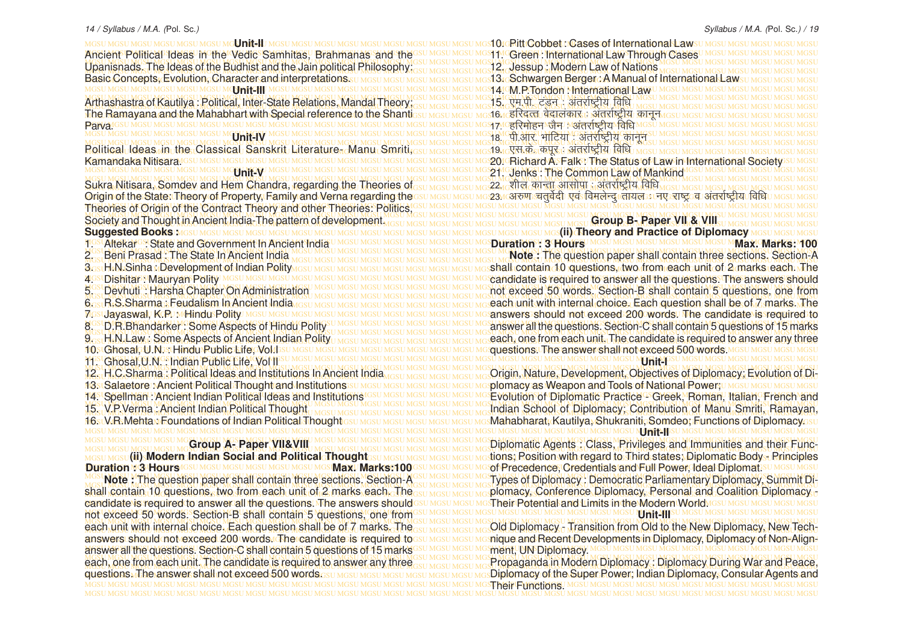## Unit-II

Ancient Political Ideas in the Vedic Samhitas, Brahmanas and the Upanisnads. The Ideas of the Budhist and the Jain political Philosophy: Basic Concepts, Evolution, Character and interpretations.

## Unit-III

Arthashastra of Kautilya : Political, Inter-State Relations, Mandal Theory; The Ramayana and the Mahabhart with Special reference to the Shanti Parva.

## Unit-IV

Political Ideas in the Classical Sanskrit Literature- Manu Smriti, Kamandaka Nitisara.

## Unit-V

Sukra Nitisara, Somdev and Hem Chandra, regarding the Theories of Origin of the State: Theory of Property, Family and Verna regarding the Theories of Origin of the Contract Theory and other Theories: Politics, Society and Thought in Ancient India-The pattern of development.

**Suggested Books :**

1. Altekar : State and Government In Ancient India
2. Beni Prasad : The State In Ancient India
3. H.N.Sinha : Development of Indian Polity
4. Dishitar : Mauryan Polity
5. Devhuti : Harsha Chapter On Administration
6. R.S.Sharma : Feudalism In Ancient India
7. Jayaswal, K.P. : Hindu Polity
8. D.R.Bhandarker : Some Aspects of Hindu Polity
9. H.N.Law : Some Aspects of Ancient Indian Polity
10. Ghosal, U.N. : Hindu Public Life, Vol.I
11. Ghosal,U.N. : Indian Public Life, Vol II
12. H.C.Sharma : Political Ideas and Institutions In Ancient India
13. Salaetore : Ancient Political Thought and Institutions
14. Spellman : Ancient Indian Political Ideas and Institutions
15. V.P.Verma : Ancient Indian Political Thought
16. V.R.Mehta : Foundations of Indian Political Thought

## Group A- Paper VII&VIII

### (ii) Modern Indian Social and Political Thought

**Duration : 3 Hours** **Max. Marks:100**

**Note :** The question paper shall contain three sections. Section-A shall contain 10 questions, two from each unit of 2 marks each. The candidate is required to answer all the questions. The answers should not exceed 50 words. Section-B shall contain 5 questions, one from each unit with internal choice. Each question shall be of 7 marks. The answers should not exceed 200 words. The candidate is required to answer all the questions. Section-C shall contain 5 questions of 15 marks each, one from each unit. The candidate is required to answer any three questions. The answer shall not exceed 500 words.

10. Pitt Cobbet : Cases of International Law
11. Green : International Law Through Cases
12. Jessup : Modern Law of Nations
13. Schwargen Berger : A Manual of International Law
14. M.P.Tondon : International Law
15. एम.पी. टंडन : अंतर्राष्ट्रीय विधि
16. हरिदत्त वेदालंकार : अंतर्राष्ट्रीय कानून
17. हरिमोहन जैन : अंतर्राष्ट्रीय विधि
18. पी.आर. भाटिया : अंतर्राष्ट्रीय कानून
19. एस.के. कपूर : अंतर्राष्ट्रीय विधि
20. Richard A. Falk : The Status of Law in International Society
21. Jenks : The Common Law of Mankind
22. शील कान्ता आसोपा : अंतर्राष्ट्रीय विधि
23. अरुण चतुर्वेदी एवं विमलेन्दु तायल : नए राष्ट्र व अंतर्राष्ट्रीय विधि

## Group B- Paper VII & VIII

### (ii) Theory and Practice of Diplomacy

**Duration : 3 Hours** **Max. Marks: 100**

**Note :** The question paper shall contain three sections. Section-A shall contain 10 questions, two from each unit of 2 marks each. The candidate is required to answer all the questions. The answers should not exceed 50 words. Section-B shall contain 5 questions, one from each unit with internal choice. Each question shall be of 7 marks. The answers should not exceed 200 words. The candidate is required to answer all the questions. Section-C shall contain 5 questions of 15 marks each, one from each unit. The candidate is required to answer any three questions. The answer shall not exceed 500 words.

## Unit-I

Origin, Nature, Development, Objectives of Diplomacy; Evolution of Diplomacy as Weapon and Tools of National Power; Evolution of Diplomatic Practice - Greek, Roman, Italian, French and Indian School of Diplomacy; Contribution of Manu Smriti, Ramayan, Mahabharat, Kautilya, Shukraniti, Somdeo; Functions of Diplomacy.

## Unit-II

Diplomatic Agents : Class, Privileges and Immunities and their Functions; Position with regard to Third states; Diplomatic Body - Principles of Precedence, Credentials and Full Power, Ideal Diplomat.

Types of Diplomacy : Democratic Parliamentary Diplomacy, Summit Diplomacy, Conference Diplomacy, Personal and Coalition Diplomacy - Their Potential and Limits in the Modern World.

## Unit-III

Old Diplomacy - Transition from Old to the New Diplomacy, New Technique and Recent Developments in Diplomacy, Diplomacy of Non-Alignment, UN Diplomacy.

Propaganda in Modern Diplomacy : Diplomacy During War and Peace, Diplomacy of the Super Power; Indian Diplomacy, Consular Agents and Their Functions.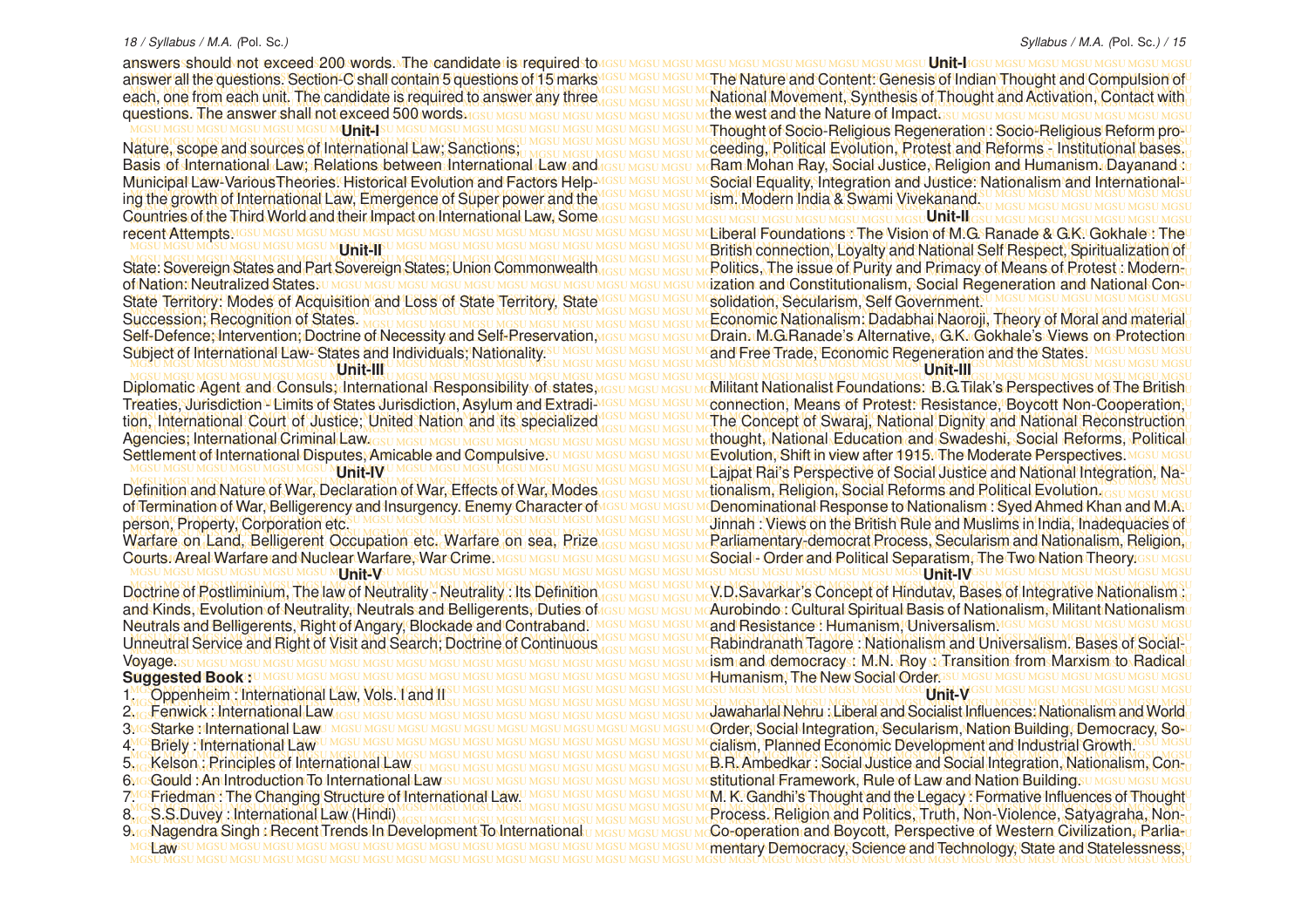answers should not exceed 200 words. The candidate is required to answer all the questions. Section-C shall contain 5 questions of 15 marks each, one from each unit. The candidate is required to answer any three questions. The answer shall not exceed 500 words.

**Unit-I**

Nature, scope and sources of International Law; Sanctions; Basis of International Law; Relations between International Law and Municipal Law-VariousTheories. Historical Evolution and Factors Helping the growth of International Law, Emergence of Super power and the Countries of the Third World and their Impact on International Law, Some recent Attempts.

**Unit-II**

State: Sovereign States and Part Sovereign States; Union Commonwealth of Nation: Neutralized States.

State Territory: Modes of Acquisition and Loss of State Territory, State Succession; Recognition of States.

Self-Defence; Intervention; Doctrine of Necessity and Self-Preservation, Subject of International Law- States and Individuals; Nationality.

**Unit-III**

Diplomatic Agent and Consuls; International Responsibility of states, Treaties, Jurisdiction - Limits of States Jurisdiction, Asylum and Extradition, International Court of Justice; United Nation and its specialized Agencies; International Criminal Law.

Settlement of International Disputes, Amicable and Compulsive.

**Unit-IV**

Definition and Nature of War, Declaration of War, Effects of War, Modes of Termination of War, Belligerency and Insurgency. Enemy Character of person, Property, Corporation etc.

Warfare on Land, Belligerent Occupation etc. Warfare on sea, Prize Courts. Areal Warfare and Nuclear Warfare, War Crime.

**Unit-V**

Doctrine of Postliminium, The law of Neutrality - Neutrality : Its Definition and Kinds, Evolution of Neutrality, Neutrals and Belligerents, Duties of Neutrals and Belligerents, Right of Angary, Blockade and Contraband. Unneutral Service and Right of Visit and Search; Doctrine of Continuous Voyage.

**Suggested Book :**

1. Oppenheim : International Law, Vols. I and II
2. Fenwick : International Law
3. Starke : International Law
4. Briely : International Law
5. Kelson : Principles of International Law
6. Gould : An Introduction To International Law
7. Friedman : The Changing Structure of International Law.
8. S.S.Duvey : International Law (Hindi)
9. Nagendra Singh : Recent Trends In Development To International Law

**Unit-I**

The Nature and Content: Genesis of Indian Thought and Compulsion of National Movement, Synthesis of Thought and Activation, Contact with the west and the Nature of Impact.

Thought of Socio-Religious Regeneration : Socio-Religious Reform proceeding, Political Evolution, Protest and Reforms - Institutional bases. Ram Mohan Ray, Social Justice, Religion and Humanism. Dayanand : Social Equality, Integration and Justice: Nationalism and Internationalism. Modern India & Swami Vivekanand.

**Unit-II**

Liberal Foundations : The Vision of M.G. Ranade & G.K. Gokhale : The British connection, Loyalty and National Self Respect, Spiritualization of Politics, The issue of Purity and Primacy of Means of Protest : Modernization and Constitutionalism, Social Regeneration and National Consolidation, Secularism, Self Government.

Economic Nationalism: Dadabhai Naoroji, Theory of Moral and material Drain. M.G.Ranade's Alternative, G.K. Gokhale's Views on Protection and Free Trade, Economic Regeneration and the States.

**Unit-III**

Militant Nationalist Foundations: B.G.Tilak's Perspectives of The British connection, Means of Protest: Resistance, Boycott Non-Cooperation, The Concept of Swaraj, National Dignity and National Reconstruction thought, National Education and Swadeshi, Social Reforms, Political Evolution, Shift in view after 1915. The Moderate Perspectives.

Lajpat Rai's Perspective of Social Justice and National Integration, Nationalism, Religion, Social Reforms and Political Evolution.

Denominational Response to Nationalism : Syed Ahmed Khan and M.A. Jinnah : Views on the British Rule and Muslims in India, Inadequacies of Parliamentary-democrat Process, Secularism and Nationalism, Religion, Social - Order and Political Separatism, The Two Nation Theory.

**Unit-IV**

V.D.Savarkar's Concept of Hindutav, Bases of Integrative Nationalism : Aurobindo : Cultural Spiritual Basis of Nationalism, Militant Nationalism and Resistance : Humanism, Universalism.

Rabindranath Tagore : Nationalism and Universalism. Bases of Socialism and democracy : M.N. Roy : Transition from Marxism to Radical Humanism, The New Social Order.

**Unit-V**

Jawaharlal Nehru : Liberal and Socialist Influences: Nationalism and World Order, Social Integration, Secularism, Nation Building, Democracy, Socialism, Planned Economic Development and Industrial Growth.

B.R. Ambedkar : Social Justice and Social Integration, Nationalism, Constitutional Framework, Rule of Law and Nation Building.

M. K. Gandhi's Thought and the Legacy : Formative Influences of Thought Process. Religion and Politics, Truth, Non-Violence, Satyagraha, Non-Co-operation and Boycott, Perspective of Western Civilization, Parliamentary Democracy, Science and Technology, State and Statelessness,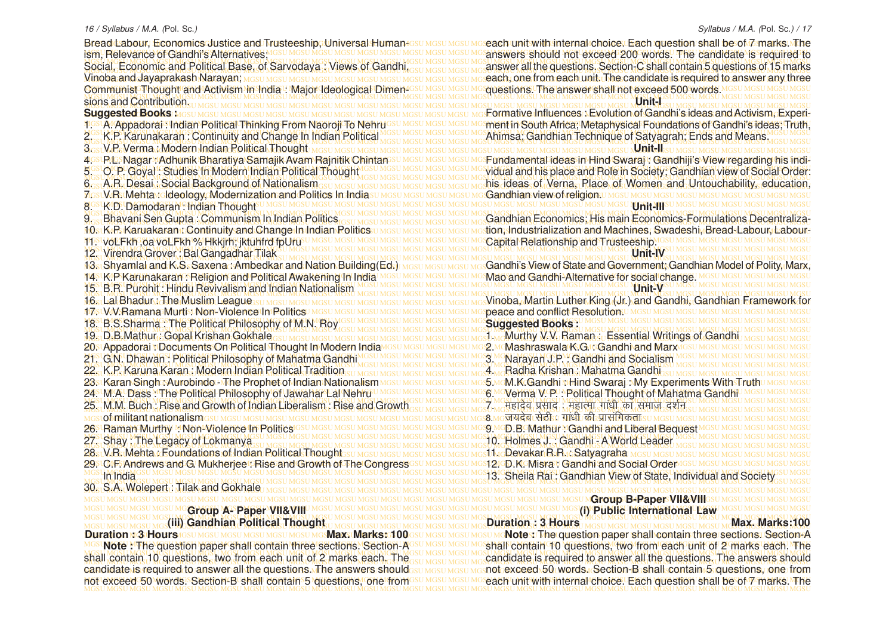Bread Labour, Economics Justice and Trusteeship, Universal Humanism, Relevance of Gandhi's Alternatives;
Social, Economic and Political Base, of Sarvodaya : Views of Gandhi, Vinoba and Jayaprakash Narayan;
Communist Thought and Activism in India : Major Ideological Dimensions and Contribution.

**Suggested Books :**

1. A. Appadorai : Indian Political Thinking From Naoroji To Nehru
2. K.P. Karunakaran : Continuity and Change In Indian Political
3. V.P. Verma : Modern Indian Political Thought
4. P.L. Nagar : Adhunik Bharatiya Samajik Avam Rajnitik Chintan
5. O. P. Goyal : Studies In Modern Indian Political Thought
6. A.R. Desai : Social Background of Nationalism
7. V.R. Mehta : Ideology, Modernization and Politics In India
8. K.D. Damodaran : Indian Thought
9. Bhavani Sen Gupta : Communism In Indian Politics
10. K.P. Karuakaran : Continuity and Change In Indian Politics
11. voLFkh ,oa voLFkh % Hkkjrh; jktuhfrd fpUru
12. Virendra Grover : Bal Gangadhar Tilak
13. Shyamlal and K.S. Saxena : Ambedkar and Nation Building(Ed.)
14. K.P Karunakaran : Religion and Political Awakening In India
15. B.R. Purohit : Hindu Revivalism and Indian Nationalism
16. Lal Bhadur : The Muslim League
17. V.V.Ramana Murti : Non-Violence In Politics
18. B.S.Sharma : The Political Philosophy of M.N. Roy
19. D.B.Mathur : Gopal Krishan Gokhale
20. Appadorai : Documents On Political Thought In Modern India
21. G.N. Dhawan : Political Philosophy of Mahatma Gandhi
22. K.P. Karuna Karan : Modern Indian Political Tradition
23. Karan Singh : Aurobindo - The Prophet of Indian Nationalism
24. M.A. Dass : The Political Philosophy of Jawahar Lal Nehru
25. M.M. Buch : Rise and Growth of Indian Liberalism : Rise and Growth of militant nationalism
26. Raman Murthy : Non-Violence In Politics
27. Shay : The Legacy of Lokmanya
28. V.R. Mehta : Foundations of Indian Political Thought
29. C.F. Andrews and G. Mukherjee : Rise and Growth of The Congress In India
30. S.A. Wolepert : Tilak and Gokhale

## Group A- Paper VII&VIII
### (iii) Gandhian Political Thought

**Duration : 3 Hours** **Max. Marks: 100**

**Note :** The question paper shall contain three sections. Section-A shall contain 10 questions, two from each unit of 2 marks each. The candidate is required to answer all the questions. The answers should not exceed 50 words. Section-B shall contain 5 questions, one from each unit with internal choice. Each question shall be of 7 marks. The answers should not exceed 200 words. The candidate is required to answer all the questions. Section-C shall contain 5 questions of 15 marks each, one from each unit. The candidate is required to answer any three questions. The answer shall not exceed 500 words.

**Unit-I**

Formative Influences : Evolution of Gandhi's ideas and Activism, Experiment in South Africa; Metaphysical Foundations of Gandhi's ideas; Truth, Ahimsa; Gandhian Technique of Satyagrah; Ends and Means.

**Unit-II**

Fundamental ideas in Hind Swaraj : Gandhiji's View regarding his individual and his place and Role in Society; Gandhian view of Social Order: his ideas of Verna, Place of Women and Untouchability, education, Gandhian view of religion.

**Unit-III**

Gandhian Economics; His main Economics-Formulations Decentralization, Industrialization and Machines, Swadeshi, Bread-Labour, Labour-Capital Relationship and Trusteeship.

**Unit-IV**

Gandhi's View of State and Government; Gandhian Model of Polity, Marx, Mao and Gandhi-Alternative for social change.

**Unit-V**

Vinoba, Martin Luther King (Jr.) and Gandhi, Gandhian Framework for peace and conflict Resolution.

**Suggested Books :**

1. Murthy V.V. Raman : Essential Writings of Gandhi
2. Mashraswala K.G. : Gandhi and Marx
3. Narayan J.P. : Gandhi and Socialism
4. Radha Krishan : Mahatma Gandhi
5. M.K.Gandhi : Hind Swaraj : My Experiments With Truth
6. Verma V. P. : Political Thought of Mahatma Gandhi
7. महादेव प्रसाद : महात्मा गांधी का समाज दर्शन
8. जयदेव सेठी : गांधी की प्रासंगिकता
9. D.B. Mathur : Gandhi and Liberal Bequest
10. Holmes J. : Gandhi - A World Leader
11. Devakar R.R. : Satyagraha
12. D.K. Misra : Gandhi and Social Order
13. Sheila Rai : Gandhian View of State, Individual and Society

## Group B-Paper VII&VIII
### (i) Public International Law

**Duration : 3 Hours** **Max. Marks:100**

**Note :** The question paper shall contain three sections. Section-A shall contain 10 questions, two from each unit of 2 marks each. The candidate is required to answer all the questions. The answers should not exceed 50 words. Section-B shall contain 5 questions, one from each unit with internal choice. Each question shall be of 7 marks. The